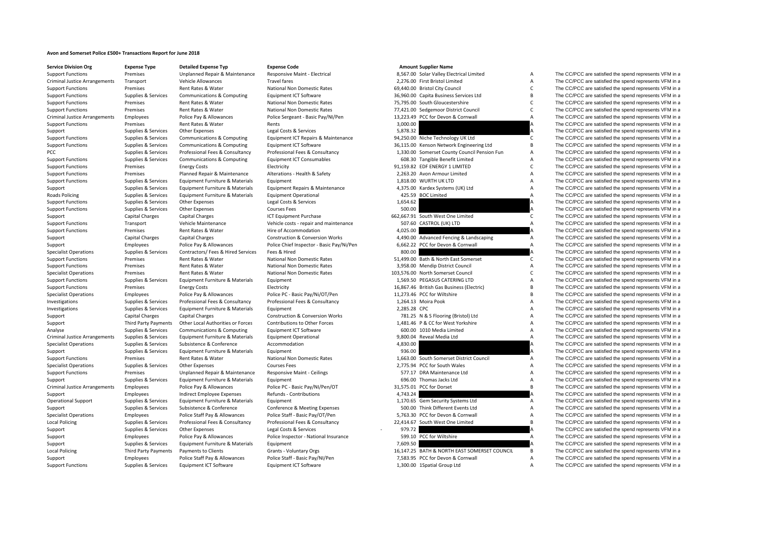# Avon and Somerset Police £500+ Transactions Report for June 2018

| Service Division Org | Expense Type | Detailed Expense Typ | Expense Code | Amount | Supplier Name | | |
|---|---|---|---|---|---|---|---|
| Support Functions | Premises | Unplanned Repair & Maintenance | Responsive Maint - Electrical | 8,567.00 | Solar Valley Electrical Limited | A | The CC/PCC are satisfied the spend represents VFM in a |
| Criminal Justice Arrangements | Transport | Vehicle Allowances | Travel fares | 2,276.00 | First Bristol Limited | A | The CC/PCC are satisfied the spend represents VFM in a |
| Support Functions | Premises | Rent Rates & Water | National Non Domestic Rates | 69,440.00 | Bristol City Council | C | The CC/PCC are satisfied the spend represents VFM in a |
| Support Functions | Supplies & Services | Communications & Computing | Equipment ICT Software | 36,960.00 | Capita Business Services Ltd | B | The CC/PCC are satisfied the spend represents VFM in a |
| Support Functions | Premises | Rent Rates & Water | National Non Domestic Rates | 75,795.00 | South Gloucestershire | C | The CC/PCC are satisfied the spend represents VFM in a |
| Support Functions | Premises | Rent Rates & Water | National Non Domestic Rates | 77,421.00 | Sedgemoor District Council | C | The CC/PCC are satisfied the spend represents VFM in a |
| Criminal Justice Arrangements | Employees | Police Pay & Allowances | Police Sergeant - Basic Pay/NI/Pen | 13,223.49 | PCC for Devon & Cornwall | A | The CC/PCC are satisfied the spend represents VFM in a |
| Support Functions | Premises | Rent Rates & Water | Rents | 3,000.00 | | A | The CC/PCC are satisfied the spend represents VFM in a |
| Support | Supplies & Services | Other Expenses | Legal Costs & Services | 5,878.32 | | A | The CC/PCC are satisfied the spend represents VFM in a |
| Support Functions | Supplies & Services | Communications & Computing | Equipment ICT Repairs & Maintenance | 94,250.00 | Niche Technology UK Ltd | C | The CC/PCC are satisfied the spend represents VFM in a |
| Support Functions | Supplies & Services | Communications & Computing | Equipment ICT Software | 36,115.00 | Kenson Network Engineering Ltd | B | The CC/PCC are satisfied the spend represents VFM in a |
| PCC | Supplies & Services | Professional Fees & Consultancy | Professional Fees & Consultancy | 1,330.00 | Somerset County Council Pension Fun | A | The CC/PCC are satisfied the spend represents VFM in a |
| Support Functions | Supplies & Services | Communications & Computing | Equipment ICT Consumables | 608.30 | Tangible Benefit Limited | A | The CC/PCC are satisfied the spend represents VFM in a |
| Support Functions | Premises | Energy Costs | Electricity | 91,159.82 | EDF ENERGY 1 LIMITED | C | The CC/PCC are satisfied the spend represents VFM in a |
| Support Functions | Premises | Planned Repair & Maintenance | Alterations - Health & Safety | 2,263.20 | Avon Armour Limited | A | The CC/PCC are satisfied the spend represents VFM in a |
| Support Functions | Supplies & Services | Equipment Furniture & Materials | Equipment | 1,818.00 | WURTH UK LTD | A | The CC/PCC are satisfied the spend represents VFM in a |
| Support | Supplies & Services | Equipment Furniture & Materials | Equipment Repairs & Maintenance | 4,375.00 | Kardex Systems (UK) Ltd | A | The CC/PCC are satisfied the spend represents VFM in a |
| Roads Policing | Supplies & Services | Equipment Furniture & Materials | Equipment Operational | 425.59 | BOC Limited | A | The CC/PCC are satisfied the spend represents VFM in a |
| Support Functions | Supplies & Services | Other Expenses | Legal Costs & Services | 1,654.62 | | A | The CC/PCC are satisfied the spend represents VFM in a |
| Support Functions | Supplies & Services | Other Expenses | Courses Fees | 500.00 | | A | The CC/PCC are satisfied the spend represents VFM in a |
| Support | Capital Charges | Capital Charges | ICT Equipment Purchase | 662,667.91 | South West One Limited | C | The CC/PCC are satisfied the spend represents VFM in a |
| Support Functions | Transport | Vehicle Maintenance | Vehicle costs - repair and maintenance | 507.60 | CASTROL (UK) LTD | A | The CC/PCC are satisfied the spend represents VFM in a |
| Support Functions | Premises | Rent Rates & Water | Hire of Accommodation | 4,025.00 | | A | The CC/PCC are satisfied the spend represents VFM in a |
| Support | Capital Charges | Capital Charges | Construction & Conversion Works | 4,490.00 | Advanced Fencing & Landscaping | A | The CC/PCC are satisfied the spend represents VFM in a |
| Support | Employees | Police Pay & Allowances | Police Chief Inspector - Basic Pay/Ni/Pen | 6,662.22 | PCC for Devon & Cornwall | A | The CC/PCC are satisfied the spend represents VFM in a |
| Specialist Operations | Supplies & Services | Contractors/ Fees & Hired Services | Fees & Hired | 800.00 | | A | The CC/PCC are satisfied the spend represents VFM in a |
| Support Functions | Premises | Rent Rates & Water | National Non Domestic Rates | 51,499.00 | Bath & North East Somerset | C | The CC/PCC are satisfied the spend represents VFM in a |
| Support Functions | Premises | Rent Rates & Water | National Non Domestic Rates | 3,958.00 | Mendip District Council | A | The CC/PCC are satisfied the spend represents VFM in a |
| Specialist Operations | Premises | Rent Rates & Water | National Non Domestic Rates | 103,576.00 | North Somerset Council | C | The CC/PCC are satisfied the spend represents VFM in a |
| Support Functions | Supplies & Services | Equipment Furniture & Materials | Equipment | 1,569.50 | PEGASUS CATERING LTD | A | The CC/PCC are satisfied the spend represents VFM in a |
| Support Functions | Premises | Energy Costs | Electricity | 16,867.46 | British Gas Business (Electric) | B | The CC/PCC are satisfied the spend represents VFM in a |
| Specialist Operations | Employees | Police Pay & Allowances | Police PC - Basic Pay/Ni/OT/Pen | 11,273.46 | PCC for Wiltshire | B | The CC/PCC are satisfied the spend represents VFM in a |
| Investigations | Supplies & Services | Professional Fees & Consultancy | Professional Fees & Consultancy | 1,264.13 | Moira Pook | A | The CC/PCC are satisfied the spend represents VFM in a |
| Investigations | Supplies & Services | Equipment Furniture & Materials | Equipment | 2,285.28 | CPC | A | The CC/PCC are satisfied the spend represents VFM in a |
| Support | Capital Charges | Capital Charges | Construction & Conversion Works | 781.25 | N & S Flooring (Bristol) Ltd | A | The CC/PCC are satisfied the spend represents VFM in a |
| Support | Third Party Payments | Other Local Authorities or Forces | Contributions to Other Forces | 1,481.46 | P & CC for West Yorkshire | A | The CC/PCC are satisfied the spend represents VFM in a |
| Analyse | Supplies & Services | Communications & Computing | Equipment ICT Software | 600.00 | 1010 Media Limited | A | The CC/PCC are satisfied the spend represents VFM in a |
| Criminal Justice Arrangements | Supplies & Services | Equipment Furniture & Materials | Equipment Operational | 9,800.04 | Reveal Media Ltd | A | The CC/PCC are satisfied the spend represents VFM in a |
| Specialist Operations | Supplies & Services | Subsistence & Conference | Accommodation | 4,830.00 | | A | The CC/PCC are satisfied the spend represents VFM in a |
| Support | Supplies & Services | Equipment Furniture & Materials | Equipment | 936.00 | | A | The CC/PCC are satisfied the spend represents VFM in a |
| Support Functions | Premises | Rent Rates & Water | National Non Domestic Rates | 1,663.00 | South Somerset District Council | A | The CC/PCC are satisfied the spend represents VFM in a |
| Specialist Operations | Supplies & Services | Other Expenses | Courses Fees | 2,775.94 | PCC for South Wales | A | The CC/PCC are satisfied the spend represents VFM in a |
| Support Functions | Premises | Unplanned Repair & Maintenance | Responsive Maint - Ceilings | 577.17 | DRA Maintenance Ltd | A | The CC/PCC are satisfied the spend represents VFM in a |
| Support | Supplies & Services | Equipment Furniture & Materials | Equipment | 696.00 | Thomas Jacks Ltd | A | The CC/PCC are satisfied the spend represents VFM in a |
| Criminal Justice Arrangements | Employees | Police Pay & Allowances | Police PC - Basic Pay/NI/Pen/OT | 31,575.01 | PCC for Dorset | B | The CC/PCC are satisfied the spend represents VFM in a |
| Support | Employees | Indirect Employee Expenses | Refunds - Contributions | 4,743.24 | | A | The CC/PCC are satisfied the spend represents VFM in a |
| Operational Support | Supplies & Services | Equipment Furniture & Materials | Equipment | 1,170.65 | Gem Security Systems Ltd | A | The CC/PCC are satisfied the spend represents VFM in a |
| Support | Supplies & Services | Subsistence & Conference | Conference & Meeting Expenses | 500.00 | Think Different Events Ltd | A | The CC/PCC are satisfied the spend represents VFM in a |
| Specialist Operations | Employees | Police Staff Pay & Allowances | Police Staff - Basic Pay/OT/Pen | 5,763.30 | PCC for Devon & Cornwall | A | The CC/PCC are satisfied the spend represents VFM in a |
| Local Policing | Supplies & Services | Professional Fees & Consultancy | Professional Fees & Consultancy | 22,414.67 | South West One Limited | B | The CC/PCC are satisfied the spend represents VFM in a |
| Support | Supplies & Services | Other Expenses | Legal Costs & Services | - 979.72 | | A | The CC/PCC are satisfied the spend represents VFM in a |
| Support | Employees | Police Pay & Allowances | Police Inspector - National Insurance | 599.10 | PCC for Wiltshire | A | The CC/PCC are satisfied the spend represents VFM in a |
| Support | Supplies & Services | Equipment Furniture & Materials | Equipment | 7,609.50 | | A | The CC/PCC are satisfied the spend represents VFM in a |
| Local Policing | Third Party Payments | Payments to Clients | Grants - Voluntary Orgs | 16,147.25 | BATH & NORTH EAST SOMERSET COUNCIL | B | The CC/PCC are satisfied the spend represents VFM in a |
| Support | Employees | Police Staff Pay & Allowances | Police Staff - Basic Pay/NI/Pen | 7,583.95 | PCC for Devon & Cornwall | A | The CC/PCC are satisfied the spend represents VFM in a |
| Support Functions | Supplies & Services | Equipment ICT Software | Equipment ICT Software | 1,300.00 | 1Spatial Group Ltd | A | The CC/PCC are satisfied the spend represents VFM in a |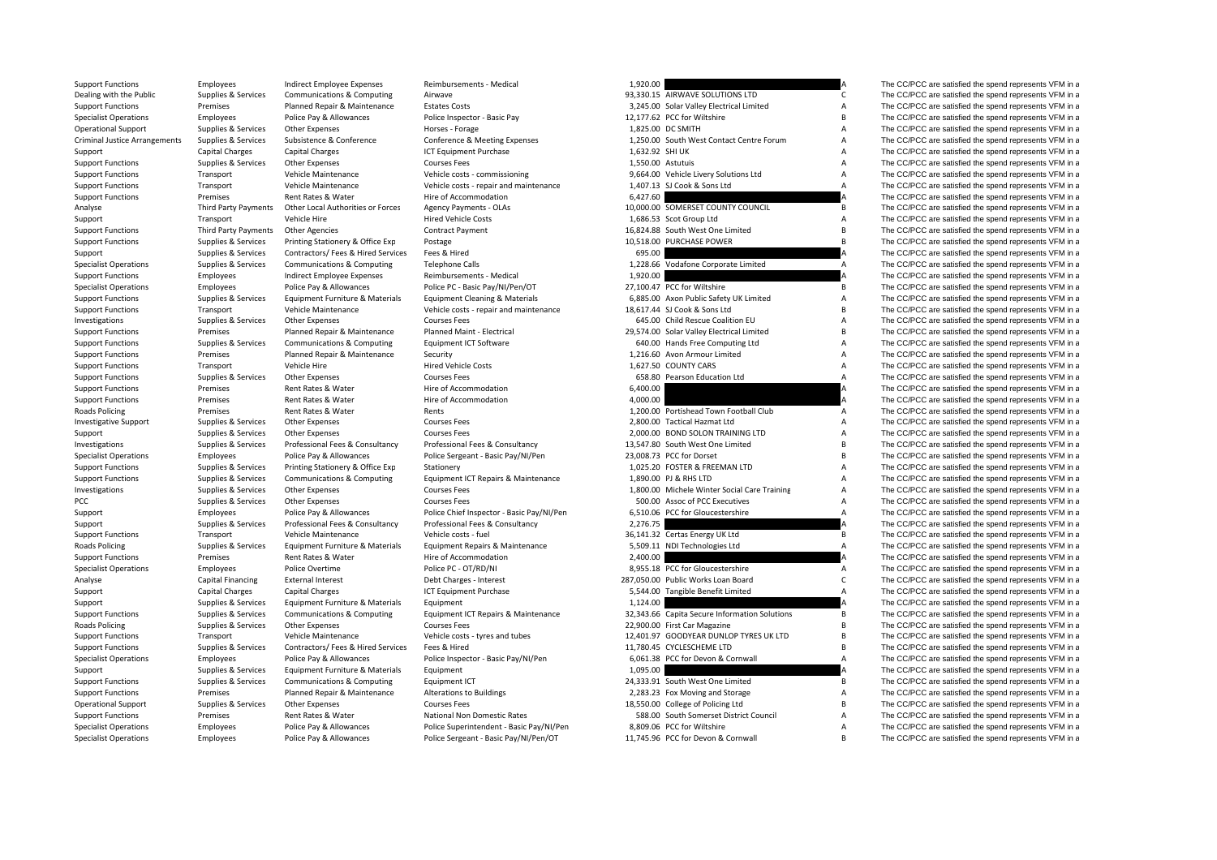| | | | | | | | |
|---|---|---|---|---|---|---|---|
| Support Functions | Employees | Indirect Employee Expenses | Reimbursements - Medical | 1,920.00 | | A | The CC/PCC are satisfied the spend represents VFM in a |
| Dealing with the Public | Supplies & Services | Communications & Computing | Airwave | 93,330.15 | AIRWAVE SOLUTIONS LTD | C | The CC/PCC are satisfied the spend represents VFM in a |
| Support Functions | Premises | Planned Repair & Maintenance | Estates Costs | 3,245.00 | Solar Valley Electrical Limited | A | The CC/PCC are satisfied the spend represents VFM in a |
| Specialist Operations | Employees | Police Pay & Allowances | Police Inspector - Basic Pay | 12,177.62 | PCC for Wiltshire | B | The CC/PCC are satisfied the spend represents VFM in a |
| Operational Support | Supplies & Services | Other Expenses | Horses - Forage | 1,825.00 | DC SMITH | A | The CC/PCC are satisfied the spend represents VFM in a |
| Criminal Justice Arrangements | Supplies & Services | Subsistence & Conference | Conference & Meeting Expenses | 1,250.00 | South West Contact Centre Forum | A | The CC/PCC are satisfied the spend represents VFM in a |
| Support | Capital Charges | Capital Charges | ICT Equipment Purchase | 1,632.92 | SHI UK | A | The CC/PCC are satisfied the spend represents VFM in a |
| Support Functions | Supplies & Services | Other Expenses | Courses Fees | 1,550.00 | Astutuis | A | The CC/PCC are satisfied the spend represents VFM in a |
| Support Functions | Transport | Vehicle Maintenance | Vehicle costs - commissioning | 9,664.00 | Vehicle Livery Solutions Ltd | A | The CC/PCC are satisfied the spend represents VFM in a |
| Support Functions | Transport | Vehicle Maintenance | Vehicle costs - repair and maintenance | 1,407.13 | SJ Cook & Sons Ltd | A | The CC/PCC are satisfied the spend represents VFM in a |
| Support Functions | Premises | Rent Rates & Water | Hire of Accommodation | 6,427.60 | | A | The CC/PCC are satisfied the spend represents VFM in a |
| Analyse | Third Party Payments | Other Local Authorities or Forces | Agency Payments - OLAs | 10,000.00 | SOMERSET COUNTY COUNCIL | B | The CC/PCC are satisfied the spend represents VFM in a |
| Support | Transport | Vehicle Hire | Hired Vehicle Costs | 1,686.53 | Scot Group Ltd | A | The CC/PCC are satisfied the spend represents VFM in a |
| Support Functions | Third Party Payments | Other Agencies | Contract Payment | 16,824.88 | South West One Limited | B | The CC/PCC are satisfied the spend represents VFM in a |
| Support Functions | Supplies & Services | Printing Stationery & Office Exp | Postage | 10,518.00 | PURCHASE POWER | B | The CC/PCC are satisfied the spend represents VFM in a |
| Support | Supplies & Services | Contractors/ Fees & Hired Services | Fees & Hired | 695.00 | | A | The CC/PCC are satisfied the spend represents VFM in a |
| Specialist Operations | Supplies & Services | Communications & Computing | Telephone Calls | 1,228.66 | Vodafone Corporate Limited | A | The CC/PCC are satisfied the spend represents VFM in a |
| Support Functions | Employees | Indirect Employee Expenses | Reimbursements - Medical | 1,920.00 | | A | The CC/PCC are satisfied the spend represents VFM in a |
| Specialist Operations | Employees | Police Pay & Allowances | Police PC - Basic Pay/NI/Pen/OT | 27,100.47 | PCC for Wiltshire | B | The CC/PCC are satisfied the spend represents VFM in a |
| Support Functions | Supplies & Services | Equipment Furniture & Materials | Equipment Cleaning & Materials | 6,885.00 | Axon Public Safety UK Limited | A | The CC/PCC are satisfied the spend represents VFM in a |
| Support Functions | Transport | Vehicle Maintenance | Vehicle costs - repair and maintenance | 18,617.44 | SJ Cook & Sons Ltd | B | The CC/PCC are satisfied the spend represents VFM in a |
| Investigations | Supplies & Services | Other Expenses | Courses Fees | 645.00 | Child Rescue Coalition EU | A | The CC/PCC are satisfied the spend represents VFM in a |
| Support Functions | Premises | Planned Repair & Maintenance | Planned Maint - Electrical | 29,574.00 | Solar Valley Electrical Limited | B | The CC/PCC are satisfied the spend represents VFM in a |
| Support Functions | Supplies & Services | Communications & Computing | Equipment ICT Software | 640.00 | Hands Free Computing Ltd | A | The CC/PCC are satisfied the spend represents VFM in a |
| Support Functions | Premises | Planned Repair & Maintenance | Security | 1,216.60 | Avon Armour Limited | A | The CC/PCC are satisfied the spend represents VFM in a |
| Support Functions | Transport | Vehicle Hire | Hired Vehicle Costs | 1,627.50 | COUNTY CARS | A | The CC/PCC are satisfied the spend represents VFM in a |
| Support Functions | Supplies & Services | Other Expenses | Courses Fees | 658.80 | Pearson Education Ltd | A | The CC/PCC are satisfied the spend represents VFM in a |
| Support Functions | Premises | Rent Rates & Water | Hire of Accommodation | 6,400.00 | | A | The CC/PCC are satisfied the spend represents VFM in a |
| Support Functions | Premises | Rent Rates & Water | Hire of Accommodation | 4,000.00 | | A | The CC/PCC are satisfied the spend represents VFM in a |
| Roads Policing | Premises | Rent Rates & Water | Rents | 1,200.00 | Portishead Town Football Club | A | The CC/PCC are satisfied the spend represents VFM in a |
| Investigative Support | Supplies & Services | Other Expenses | Courses Fees | 2,800.00 | Tactical Hazmat Ltd | A | The CC/PCC are satisfied the spend represents VFM in a |
| Support | Supplies & Services | Other Expenses | Courses Fees | 2,000.00 | BOND SOLON TRAINING LTD | A | The CC/PCC are satisfied the spend represents VFM in a |
| Investigations | Supplies & Services | Professional Fees & Consultancy | Professional Fees & Consultancy | 13,547.80 | South West One Limited | B | The CC/PCC are satisfied the spend represents VFM in a |
| Specialist Operations | Employees | Police Pay & Allowances | Police Sergeant - Basic Pay/NI/Pen | 23,008.73 | PCC for Dorset | B | The CC/PCC are satisfied the spend represents VFM in a |
| Support Functions | Supplies & Services | Printing Stationery & Office Exp | Stationery | 1,025.20 | FOSTER & FREEMAN LTD | A | The CC/PCC are satisfied the spend represents VFM in a |
| Support Functions | Supplies & Services | Communications & Computing | Equipment ICT Repairs & Maintenance | 1,890.00 | PJ & RHS LTD | A | The CC/PCC are satisfied the spend represents VFM in a |
| Investigations | Supplies & Services | Other Expenses | Courses Fees | 1,800.00 | Michele Winter Social Care Training | A | The CC/PCC are satisfied the spend represents VFM in a |
| PCC | Supplies & Services | Other Expenses | Courses Fees | 500.00 | Assoc of PCC Executives | A | The CC/PCC are satisfied the spend represents VFM in a |
| Support | Employees | Police Pay & Allowances | Police Chief Inspector - Basic Pay/NI/Pen | 6,510.06 | PCC for Gloucestershire | A | The CC/PCC are satisfied the spend represents VFM in a |
| Support | Supplies & Services | Professional Fees & Consultancy | Professional Fees & Consultancy | 2,276.75 | | A | The CC/PCC are satisfied the spend represents VFM in a |
| Support Functions | Transport | Vehicle Maintenance | Vehicle costs - fuel | 36,141.32 | Certas Energy UK Ltd | B | The CC/PCC are satisfied the spend represents VFM in a |
| Roads Policing | Supplies & Services | Equipment Furniture & Materials | Equipment Repairs & Maintenance | 5,509.11 | NDI Technologies Ltd | A | The CC/PCC are satisfied the spend represents VFM in a |
| Support Functions | Premises | Rent Rates & Water | Hire of Accommodation | 2,400.00 | | A | The CC/PCC are satisfied the spend represents VFM in a |
| Specialist Operations | Employees | Police Overtime | Police PC - OT/RD/NI | 8,955.18 | PCC for Gloucestershire | A | The CC/PCC are satisfied the spend represents VFM in a |
| Analyse | Capital Financing | External Interest | Debt Charges - Interest | 287,050.00 | Public Works Loan Board | C | The CC/PCC are satisfied the spend represents VFM in a |
| Support | Capital Charges | Capital Charges | ICT Equipment Purchase | 5,544.00 | Tangible Benefit Limited | A | The CC/PCC are satisfied the spend represents VFM in a |
| Support | Supplies & Services | Equipment Furniture & Materials | Equipment | 1,124.00 | | A | The CC/PCC are satisfied the spend represents VFM in a |
| Support Functions | Supplies & Services | Communications & Computing | Equipment ICT Repairs & Maintenance | 32,343.66 | Capita Secure Information Solutions | B | The CC/PCC are satisfied the spend represents VFM in a |
| Roads Policing | Supplies & Services | Other Expenses | Courses Fees | 22,900.00 | First Car Magazine | B | The CC/PCC are satisfied the spend represents VFM in a |
| Support Functions | Transport | Vehicle Maintenance | Vehicle costs - tyres and tubes | 12,401.97 | GOODYEAR DUNLOP TYRES UK LTD | B | The CC/PCC are satisfied the spend represents VFM in a |
| Support Functions | Supplies & Services | Contractors/ Fees & Hired Services | Fees & Hired | 11,780.45 | CYCLESCHEME LTD | B | The CC/PCC are satisfied the spend represents VFM in a |
| Specialist Operations | Employees | Police Pay & Allowances | Police Inspector - Basic Pay/NI/Pen | 6,061.38 | PCC for Devon & Cornwall | A | The CC/PCC are satisfied the spend represents VFM in a |
| Support | Supplies & Services | Equipment Furniture & Materials | Equipment | 1,095.00 | | A | The CC/PCC are satisfied the spend represents VFM in a |
| Support Functions | Supplies & Services | Communications & Computing | Equipment ICT | 24,333.91 | South West One Limited | B | The CC/PCC are satisfied the spend represents VFM in a |
| Support Functions | Premises | Planned Repair & Maintenance | Alterations to Buildings | 2,283.23 | Fox Moving and Storage | A | The CC/PCC are satisfied the spend represents VFM in a |
| Operational Support | Supplies & Services | Other Expenses | Courses Fees | 18,550.00 | College of Policing Ltd | B | The CC/PCC are satisfied the spend represents VFM in a |
| Support Functions | Premises | Rent Rates & Water | National Non Domestic Rates | 588.00 | South Somerset District Council | A | The CC/PCC are satisfied the spend represents VFM in a |
| Specialist Operations | Employees | Police Pay & Allowances | Police Superintendent - Basic Pay/NI/Pen | 8,809.06 | PCC for Wiltshire | A | The CC/PCC are satisfied the spend represents VFM in a |
| Specialist Operations | Employees | Police Pay & Allowances | Police Sergeant - Basic Pay/NI/Pen/OT | 11,745.96 | PCC for Devon & Cornwall | B | The CC/PCC are satisfied the spend represents VFM in a |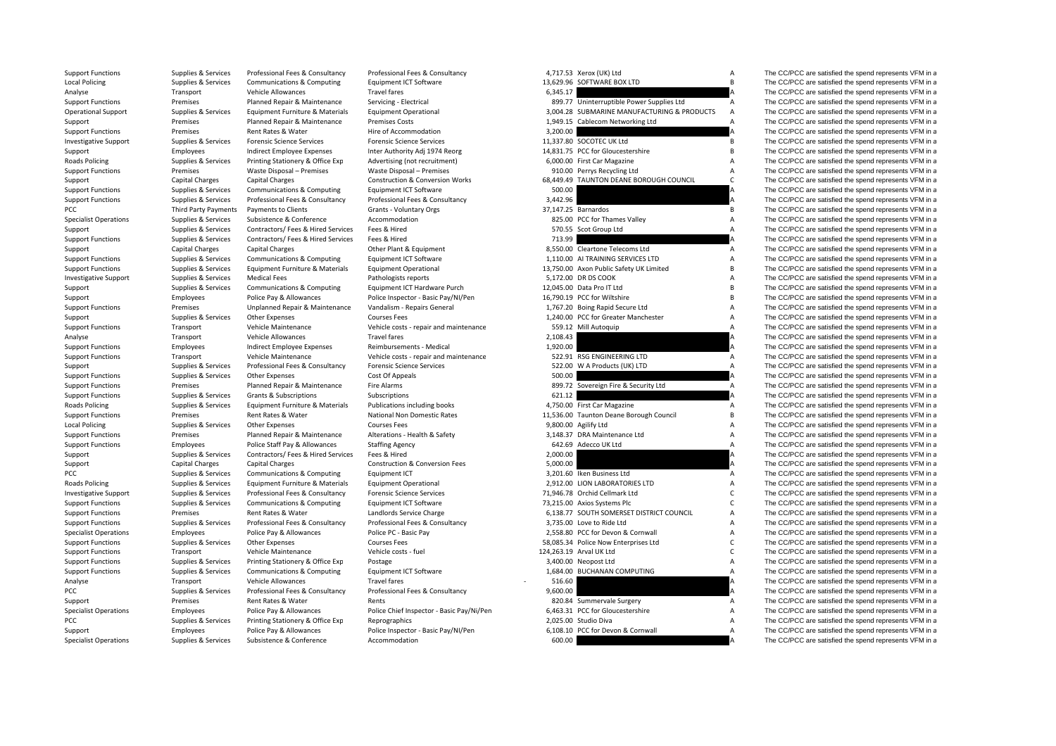| | | | | | | | |
|---|---|---|---|---|---|---|---|
| Support Functions | Supplies & Services | Professional Fees & Consultancy | Professional Fees & Consultancy | 4,717.53 | Xerox (UK) Ltd | A | The CC/PCC are satisfied the spend represents VFM in a |
| Local Policing | Supplies & Services | Communications & Computing | Equipment ICT Software | 13,629.96 | SOFTWARE BOX LTD | B | The CC/PCC are satisfied the spend represents VFM in a |
| Analyse | Transport | Vehicle Allowances | Travel fares | 6,345.17 | | A | The CC/PCC are satisfied the spend represents VFM in a |
| Support Functions | Premises | Planned Repair & Maintenance | Servicing - Electrical | 899.77 | Uninterruptible Power Supplies Ltd | A | The CC/PCC are satisfied the spend represents VFM in a |
| Operational Support | Supplies & Services | Equipment Furniture & Materials | Equipment Operational | 3,004.28 | SUBMARINE MANUFACTURING & PRODUCTS | A | The CC/PCC are satisfied the spend represents VFM in a |
| Support | Premises | Planned Repair & Maintenance | Premises Costs | 1,949.15 | Cablecom Networking Ltd | A | The CC/PCC are satisfied the spend represents VFM in a |
| Support Functions | Premises | Rent Rates & Water | Hire of Accommodation | 3,200.00 | | A | The CC/PCC are satisfied the spend represents VFM in a |
| Investigative Support | Supplies & Services | Forensic Science Services | Forensic Science Services | 11,337.80 | SOCOTEC UK Ltd | B | The CC/PCC are satisfied the spend represents VFM in a |
| Support | Employees | Indirect Employee Expenses | Inter Authority Adj 1974 Reorg | 14,831.75 | PCC for Gloucestershire | B | The CC/PCC are satisfied the spend represents VFM in a |
| Roads Policing | Supplies & Services | Printing Stationery & Office Exp | Advertising (not recruitment) | 6,000.00 | First Car Magazine | A | The CC/PCC are satisfied the spend represents VFM in a |
| Support Functions | Premises | Waste Disposal – Premises | Waste Disposal – Premises | 910.00 | Perrys Recycling Ltd | A | The CC/PCC are satisfied the spend represents VFM in a |
| Support | Capital Charges | Capital Charges | Construction & Conversion Works | 68,449.49 | TAUNTON DEANE BOROUGH COUNCIL | C | The CC/PCC are satisfied the spend represents VFM in a |
| Support Functions | Supplies & Services | Communications & Computing | Equipment ICT Software | 500.00 | | A | The CC/PCC are satisfied the spend represents VFM in a |
| Support Functions | Supplies & Services | Professional Fees & Consultancy | Professional Fees & Consultancy | 3,442.96 | | A | The CC/PCC are satisfied the spend represents VFM in a |
| PCC | Third Party Payments | Payments to Clients | Grants - Voluntary Orgs | 37,147.25 | Barnardos | B | The CC/PCC are satisfied the spend represents VFM in a |
| Specialist Operations | Supplies & Services | Subsistence & Conference | Accommodation | 825.00 | PCC for Thames Valley | A | The CC/PCC are satisfied the spend represents VFM in a |
| Support | Supplies & Services | Contractors/ Fees & Hired Services | Fees & Hired | 570.55 | Scot Group Ltd | A | The CC/PCC are satisfied the spend represents VFM in a |
| Support Functions | Supplies & Services | Contractors/ Fees & Hired Services | Fees & Hired | 713.99 | | A | The CC/PCC are satisfied the spend represents VFM in a |
| Support | Capital Charges | Capital Charges | Other Plant & Equipment | 8,550.00 | Cleartone Telecoms Ltd | A | The CC/PCC are satisfied the spend represents VFM in a |
| Support Functions | Supplies & Services | Communications & Computing | Equipment ICT Software | 1,110.00 | AI TRAINING SERVICES LTD | A | The CC/PCC are satisfied the spend represents VFM in a |
| Support Functions | Supplies & Services | Equipment Furniture & Materials | Equipment Operational | 13,750.00 | Axon Public Safety UK Limited | B | The CC/PCC are satisfied the spend represents VFM in a |
| Investigative Support | Supplies & Services | Medical Fees | Pathologists reports | 5,172.00 | DR DS COOK | A | The CC/PCC are satisfied the spend represents VFM in a |
| Support | Supplies & Services | Communications & Computing | Equipment ICT Hardware Purch | 12,045.00 | Data Pro IT Ltd | B | The CC/PCC are satisfied the spend represents VFM in a |
| Support | Employees | Police Pay & Allowances | Police Inspector - Basic Pay/NI/Pen | 16,790.19 | PCC for Wiltshire | B | The CC/PCC are satisfied the spend represents VFM in a |
| Support Functions | Premises | Unplanned Repair & Maintenance | Vandalism - Repairs General | 1,767.20 | Boing Rapid Secure Ltd | A | The CC/PCC are satisfied the spend represents VFM in a |
| Support | Supplies & Services | Other Expenses | Courses Fees | 1,240.00 | PCC for Greater Manchester | A | The CC/PCC are satisfied the spend represents VFM in a |
| Support Functions | Transport | Vehicle Maintenance | Vehicle costs - repair and maintenance | 559.12 | Mill Autoquip | A | The CC/PCC are satisfied the spend represents VFM in a |
| Analyse | Transport | Vehicle Allowances | Travel fares | 2,108.43 | | A | The CC/PCC are satisfied the spend represents VFM in a |
| Support Functions | Employees | Indirect Employee Expenses | Reimbursements - Medical | 1,920.00 | | A | The CC/PCC are satisfied the spend represents VFM in a |
| Support Functions | Transport | Vehicle Maintenance | Vehicle costs - repair and maintenance | 522.91 | RSG ENGINEERING LTD | A | The CC/PCC are satisfied the spend represents VFM in a |
| Support | Supplies & Services | Professional Fees & Consultancy | Forensic Science Services | 522.00 | W A Products (UK) LTD | A | The CC/PCC are satisfied the spend represents VFM in a |
| Support Functions | Supplies & Services | Other Expenses | Cost Of Appeals | 500.00 | | A | The CC/PCC are satisfied the spend represents VFM in a |
| Support Functions | Premises | Planned Repair & Maintenance | Fire Alarms | 899.72 | Sovereign Fire & Security Ltd | A | The CC/PCC are satisfied the spend represents VFM in a |
| Support Functions | Supplies & Services | Grants & Subscriptions | Subscriptions | 621.12 | | A | The CC/PCC are satisfied the spend represents VFM in a |
| Roads Policing | Supplies & Services | Equipment Furniture & Materials | Publications including books | 4,750.00 | First Car Magazine | A | The CC/PCC are satisfied the spend represents VFM in a |
| Support Functions | Premises | Rent Rates & Water | National Non Domestic Rates | 11,536.00 | Taunton Deane Borough Council | B | The CC/PCC are satisfied the spend represents VFM in a |
| Local Policing | Supplies & Services | Other Expenses | Courses Fees | 9,800.00 | Agilify Ltd | A | The CC/PCC are satisfied the spend represents VFM in a |
| Support Functions | Premises | Planned Repair & Maintenance | Alterations - Health & Safety | 3,148.37 | DRA Maintenance Ltd | A | The CC/PCC are satisfied the spend represents VFM in a |
| Support Functions | Employees | Police Staff Pay & Allowances | Staffing Agency | 642.69 | Adecco UK Ltd | A | The CC/PCC are satisfied the spend represents VFM in a |
| Support | Supplies & Services | Contractors/ Fees & Hired Services | Fees & Hired | 2,000.00 | | A | The CC/PCC are satisfied the spend represents VFM in a |
| Support | Capital Charges | Capital Charges | Construction & Conversion Fees | 5,000.00 | | A | The CC/PCC are satisfied the spend represents VFM in a |
| PCC | Supplies & Services | Communications & Computing | Equipment ICT | 3,201.60 | Iken Business Ltd | A | The CC/PCC are satisfied the spend represents VFM in a |
| Roads Policing | Supplies & Services | Equipment Furniture & Materials | Equipment Operational | 2,912.00 | LION LABORATORIES LTD | A | The CC/PCC are satisfied the spend represents VFM in a |
| Investigative Support | Supplies & Services | Professional Fees & Consultancy | Forensic Science Services | 71,946.78 | Orchid Cellmark Ltd | C | The CC/PCC are satisfied the spend represents VFM in a |
| Support Functions | Supplies & Services | Communications & Computing | Equipment ICT Software | 73,215.00 | Axios Systems Plc | C | The CC/PCC are satisfied the spend represents VFM in a |
| Support Functions | Premises | Rent Rates & Water | Landlords Service Charge | 6,138.77 | SOUTH SOMERSET DISTRICT COUNCIL | A | The CC/PCC are satisfied the spend represents VFM in a |
| Support Functions | Supplies & Services | Professional Fees & Consultancy | Professional Fees & Consultancy | 3,735.00 | Love to Ride Ltd | A | The CC/PCC are satisfied the spend represents VFM in a |
| Specialist Operations | Employees | Police Pay & Allowances | Police PC - Basic Pay | 2,558.80 | PCC for Devon & Cornwall | A | The CC/PCC are satisfied the spend represents VFM in a |
| Support Functions | Supplies & Services | Other Expenses | Courses Fees | 58,085.34 | Police Now Enterprises Ltd | C | The CC/PCC are satisfied the spend represents VFM in a |
| Support Functions | Transport | Vehicle Maintenance | Vehicle costs - fuel | 124,263.19 | Arval UK Ltd | C | The CC/PCC are satisfied the spend represents VFM in a |
| Support Functions | Supplies & Services | Printing Stationery & Office Exp | Postage | 3,400.00 | Neopost Ltd | A | The CC/PCC are satisfied the spend represents VFM in a |
| Support Functions | Supplies & Services | Communications & Computing | Equipment ICT Software | 1,684.00 | BUCHANAN COMPUTING | A | The CC/PCC are satisfied the spend represents VFM in a |
| Analyse | Transport | Vehicle Allowances | Travel fares | - 516.60 | | A | The CC/PCC are satisfied the spend represents VFM in a |
| PCC | Supplies & Services | Professional Fees & Consultancy | Professional Fees & Consultancy | 9,600.00 | | A | The CC/PCC are satisfied the spend represents VFM in a |
| Support | Premises | Rent Rates & Water | Rents | 820.84 | Summervale Surgery | A | The CC/PCC are satisfied the spend represents VFM in a |
| Specialist Operations | Employees | Police Pay & Allowances | Police Chief Inspector - Basic Pay/Ni/Pen | 6,463.31 | PCC for Gloucestershire | A | The CC/PCC are satisfied the spend represents VFM in a |
| PCC | Supplies & Services | Printing Stationery & Office Exp | Reprographics | 2,025.00 | Studio Diva | A | The CC/PCC are satisfied the spend represents VFM in a |
| Support | Employees | Police Pay & Allowances | Police Inspector - Basic Pay/NI/Pen | 6,108.10 | PCC for Devon & Cornwall | A | The CC/PCC are satisfied the spend represents VFM in a |
| Specialist Operations | Supplies & Services | Subsistence & Conference | Accommodation | 600.00 | | A | The CC/PCC are satisfied the spend represents VFM in a |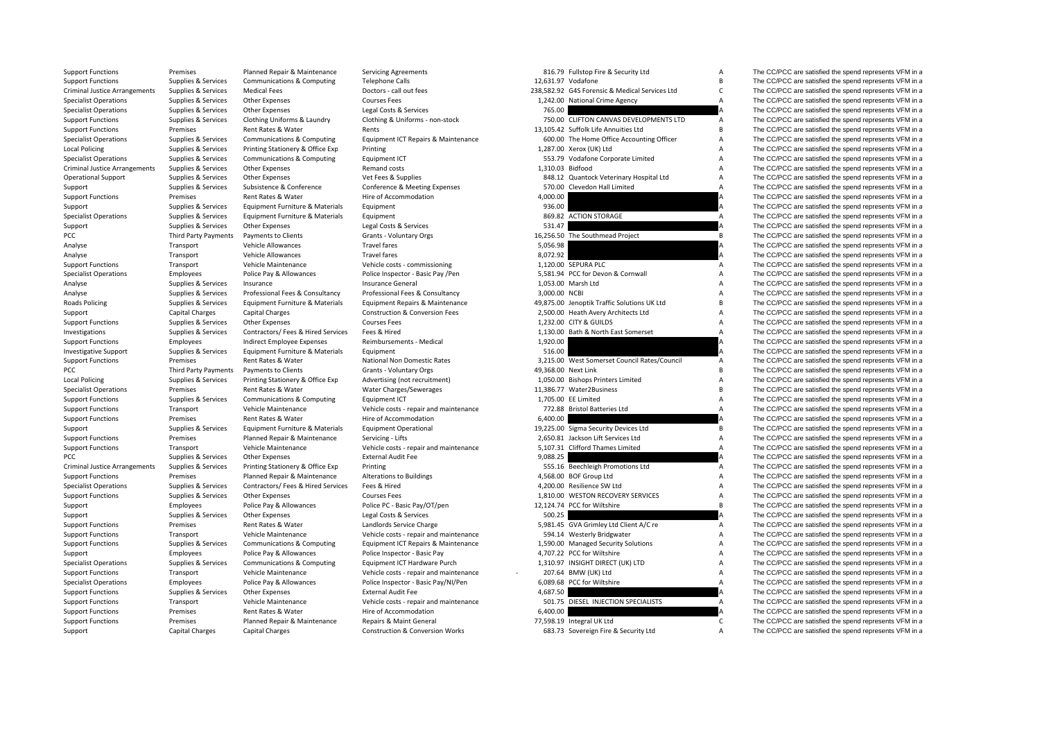| | | | | | | | |
|---|---|---|---|---|---|---|---|
| Support Functions | Premises | Planned Repair & Maintenance | Servicing Agreements | 816.79 | Fullstop Fire & Security Ltd | A | The CC/PCC are satisfied the spend represents VFM in a |
| Support Functions | Supplies & Services | Communications & Computing | Telephone Calls | 12,631.97 | Vodafone | B | The CC/PCC are satisfied the spend represents VFM in a |
| Criminal Justice Arrangements | Supplies & Services | Medical Fees | Doctors - call out fees | 238,582.92 | G4S Forensic & Medical Services Ltd | C | The CC/PCC are satisfied the spend represents VFM in a |
| Specialist Operations | Supplies & Services | Other Expenses | Courses Fees | 1,242.00 | National Crime Agency | A | The CC/PCC are satisfied the spend represents VFM in a |
| Specialist Operations | Supplies & Services | Other Expenses | Legal Costs & Services | 765.00 | | A | The CC/PCC are satisfied the spend represents VFM in a |
| Support Functions | Supplies & Services | Clothing Uniforms & Laundry | Clothing & Uniforms - non-stock | 750.00 | CLIFTON CANVAS DEVELOPMENTS LTD | A | The CC/PCC are satisfied the spend represents VFM in a |
| Support Functions | Premises | Rent Rates & Water | Rents | 13,105.42 | Suffolk Life Annuities Ltd | B | The CC/PCC are satisfied the spend represents VFM in a |
| Specialist Operations | Supplies & Services | Communications & Computing | Equipment ICT Repairs & Maintenance | 600.00 | The Home Office Accounting Officer | A | The CC/PCC are satisfied the spend represents VFM in a |
| Local Policing | Supplies & Services | Printing Stationery & Office Exp | Printing | 1,287.00 | Xerox (UK) Ltd | A | The CC/PCC are satisfied the spend represents VFM in a |
| Specialist Operations | Supplies & Services | Communications & Computing | Equipment ICT | 553.79 | Vodafone Corporate Limited | A | The CC/PCC are satisfied the spend represents VFM in a |
| Criminal Justice Arrangements | Supplies & Services | Other Expenses | Remand costs | 1,310.03 | Bidfood | A | The CC/PCC are satisfied the spend represents VFM in a |
| Operational Support | Supplies & Services | Other Expenses | Vet Fees & Supplies | 848.12 | Quantock Veterinary Hospital Ltd | A | The CC/PCC are satisfied the spend represents VFM in a |
| Support | Supplies & Services | Subsistence & Conference | Conference & Meeting Expenses | 570.00 | Clevedon Hall Limited | A | The CC/PCC are satisfied the spend represents VFM in a |
| Support Functions | Premises | Rent Rates & Water | Hire of Accommodation | 4,000.00 | | A | The CC/PCC are satisfied the spend represents VFM in a |
| Support | Supplies & Services | Equipment Furniture & Materials | Equipment | 936.00 | | A | The CC/PCC are satisfied the spend represents VFM in a |
| Specialist Operations | Supplies & Services | Equipment Furniture & Materials | Equipment | 869.82 | ACTION STORAGE | A | The CC/PCC are satisfied the spend represents VFM in a |
| Support | Supplies & Services | Other Expenses | Legal Costs & Services | 531.47 | | A | The CC/PCC are satisfied the spend represents VFM in a |
| PCC | Third Party Payments | Payments to Clients | Grants - Voluntary Orgs | 16,256.50 | The Southmead Project | B | The CC/PCC are satisfied the spend represents VFM in a |
| Analyse | Transport | Vehicle Allowances | Travel fares | 5,056.98 | | A | The CC/PCC are satisfied the spend represents VFM in a |
| Analyse | Transport | Vehicle Allowances | Travel fares | 8,072.92 | | A | The CC/PCC are satisfied the spend represents VFM in a |
| Support Functions | Transport | Vehicle Maintenance | Vehicle costs - commissioning | 1,120.00 | SEPURA PLC | A | The CC/PCC are satisfied the spend represents VFM in a |
| Specialist Operations | Employees | Police Pay & Allowances | Police Inspector - Basic Pay /Pen | 5,581.94 | PCC for Devon & Cornwall | A | The CC/PCC are satisfied the spend represents VFM in a |
| Analyse | Supplies & Services | Insurance | Insurance General | 1,053.00 | Marsh Ltd | A | The CC/PCC are satisfied the spend represents VFM in a |
| Analyse | Supplies & Services | Professional Fees & Consultancy | Professional Fees & Consultancy | 3,000.00 | NCBI | A | The CC/PCC are satisfied the spend represents VFM in a |
| Roads Policing | Supplies & Services | Equipment Furniture & Materials | Equipment Repairs & Maintenance | 49,875.00 | Jenoptik Traffic Solutions UK Ltd | B | The CC/PCC are satisfied the spend represents VFM in a |
| Support | Capital Charges | Capital Charges | Construction & Conversion Fees | 2,500.00 | Heath Avery Architects Ltd | A | The CC/PCC are satisfied the spend represents VFM in a |
| Support Functions | Supplies & Services | Other Expenses | Courses Fees | 1,232.00 | CITY & GUILDS | A | The CC/PCC are satisfied the spend represents VFM in a |
| Investigations | Supplies & Services | Contractors/ Fees & Hired Services | Fees & Hired | 1,130.00 | Bath & North East Somerset | A | The CC/PCC are satisfied the spend represents VFM in a |
| Support Functions | Employees | Indirect Employee Expenses | Reimbursements - Medical | 1,920.00 | | A | The CC/PCC are satisfied the spend represents VFM in a |
| Investigative Support | Supplies & Services | Equipment Furniture & Materials | Equipment | 516.00 | | A | The CC/PCC are satisfied the spend represents VFM in a |
| Support Functions | Premises | Rent Rates & Water | National Non Domestic Rates | 3,215.00 | West Somerset Council Rates/Council | A | The CC/PCC are satisfied the spend represents VFM in a |
| PCC | Third Party Payments | Payments to Clients | Grants - Voluntary Orgs | 49,368.00 | Next Link | B | The CC/PCC are satisfied the spend represents VFM in a |
| Local Policing | Supplies & Services | Printing Stationery & Office Exp | Advertising (not recruitment) | 1,050.00 | Bishops Printers Limited | A | The CC/PCC are satisfied the spend represents VFM in a |
| Specialist Operations | Premises | Rent Rates & Water | Water Charges/Sewerages | 11,386.77 | Water2Business | B | The CC/PCC are satisfied the spend represents VFM in a |
| Support Functions | Supplies & Services | Communications & Computing | Equipment ICT | 1,705.00 | EE Limited | A | The CC/PCC are satisfied the spend represents VFM in a |
| Support Functions | Transport | Vehicle Maintenance | Vehicle costs - repair and maintenance | 772.88 | Bristol Batteries Ltd | A | The CC/PCC are satisfied the spend represents VFM in a |
| Support Functions | Premises | Rent Rates & Water | Hire of Accommodation | 6,400.00 | | A | The CC/PCC are satisfied the spend represents VFM in a |
| Support | Supplies & Services | Equipment Furniture & Materials | Equipment Operational | 19,225.00 | Sigma Security Devices Ltd | B | The CC/PCC are satisfied the spend represents VFM in a |
| Support Functions | Premises | Planned Repair & Maintenance | Servicing - Lifts | 2,650.81 | Jackson Lift Services Ltd | A | The CC/PCC are satisfied the spend represents VFM in a |
| Support Functions | Transport | Vehicle Maintenance | Vehicle costs - repair and maintenance | 5,107.31 | Clifford Thames Limited | A | The CC/PCC are satisfied the spend represents VFM in a |
| PCC | Supplies & Services | Other Expenses | External Audit Fee | 9,088.25 | | A | The CC/PCC are satisfied the spend represents VFM in a |
| Criminal Justice Arrangements | Supplies & Services | Printing Stationery & Office Exp | Printing | 555.16 | Beechleigh Promotions Ltd | A | The CC/PCC are satisfied the spend represents VFM in a |
| Support Functions | Premises | Planned Repair & Maintenance | Alterations to Buildings | 4,568.00 | BOF Group Ltd | A | The CC/PCC are satisfied the spend represents VFM in a |
| Specialist Operations | Supplies & Services | Contractors/ Fees & Hired Services | Fees & Hired | 4,200.00 | Resilience SW Ltd | A | The CC/PCC are satisfied the spend represents VFM in a |
| Support Functions | Supplies & Services | Other Expenses | Courses Fees | 1,810.00 | WESTON RECOVERY SERVICES | A | The CC/PCC are satisfied the spend represents VFM in a |
| Support | Employees | Police Pay & Allowances | Police PC - Basic Pay/OT/pen | 12,124.74 | PCC for Wiltshire | B | The CC/PCC are satisfied the spend represents VFM in a |
| Support | Supplies & Services | Other Expenses | Legal Costs & Services | 500.25 | | A | The CC/PCC are satisfied the spend represents VFM in a |
| Support Functions | Premises | Rent Rates & Water | Landlords Service Charge | 5,981.45 | GVA Grimley Ltd Client A/C re | A | The CC/PCC are satisfied the spend represents VFM in a |
| Support Functions | Transport | Vehicle Maintenance | Vehicle costs - repair and maintenance | 594.14 | Westerly Bridgwater | A | The CC/PCC are satisfied the spend represents VFM in a |
| Support Functions | Supplies & Services | Communications & Computing | Equipment ICT Repairs & Maintenance | 1,590.00 | Managed Security Solutions | A | The CC/PCC are satisfied the spend represents VFM in a |
| Support | Employees | Police Pay & Allowances | Police Inspector - Basic Pay | 4,707.22 | PCC for Wiltshire | A | The CC/PCC are satisfied the spend represents VFM in a |
| Specialist Operations | Supplies & Services | Communications & Computing | Equipment ICT Hardware Purch | 1,310.97 | INSIGHT DIRECT (UK) LTD | A | The CC/PCC are satisfied the spend represents VFM in a |
| Support Functions | Transport | Vehicle Maintenance | Vehicle costs - repair and maintenance | - 207.64 | BMW (UK) Ltd | A | The CC/PCC are satisfied the spend represents VFM in a |
| Specialist Operations | Employees | Police Pay & Allowances | Police Inspector - Basic Pay/NI/Pen | 6,089.68 | PCC for Wiltshire | A | The CC/PCC are satisfied the spend represents VFM in a |
| Support Functions | Supplies & Services | Other Expenses | External Audit Fee | 4,687.50 | | A | The CC/PCC are satisfied the spend represents VFM in a |
| Support Functions | Transport | Vehicle Maintenance | Vehicle costs - repair and maintenance | 501.75 | DIESEL INJECTION SPECIALISTS | A | The CC/PCC are satisfied the spend represents VFM in a |
| Support Functions | Premises | Rent Rates & Water | Hire of Accommodation | 6,400.00 | | A | The CC/PCC are satisfied the spend represents VFM in a |
| Support Functions | Premises | Planned Repair & Maintenance | Repairs & Maint General | 77,598.19 | Integral UK Ltd | C | The CC/PCC are satisfied the spend represents VFM in a |
| Support | Capital Charges | Capital Charges | Construction & Conversion Works | 683.73 | Sovereign Fire & Security Ltd | A | The CC/PCC are satisfied the spend represents VFM in a |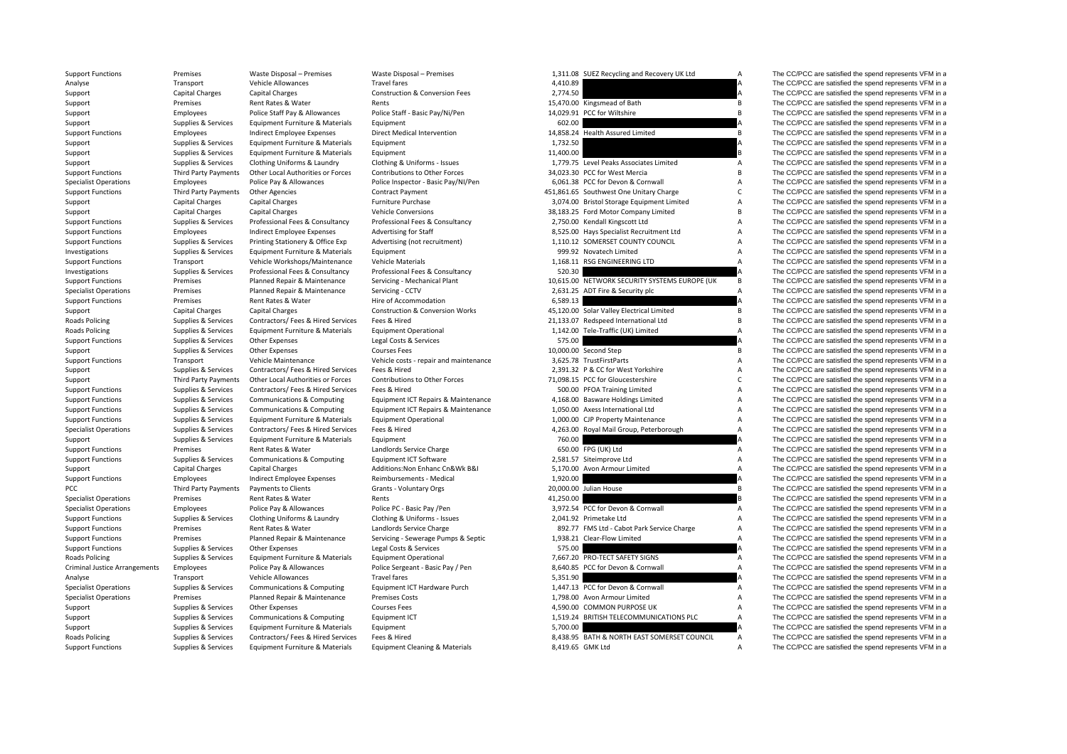| | | | | | | | |
|---|---|---|---|---|---|---|---|
| Support Functions | Premises | Waste Disposal – Premises | Waste Disposal – Premises | 1,311.08 | SUEZ Recycling and Recovery UK Ltd | A | The CC/PCC are satisfied the spend represents VFM in a |
| Analyse | Transport | Vehicle Allowances | Travel fares | 4,410.89 | | A | The CC/PCC are satisfied the spend represents VFM in a |
| Support | Capital Charges | Capital Charges | Construction & Conversion Fees | 2,774.50 | | A | The CC/PCC are satisfied the spend represents VFM in a |
| Support | Premises | Rent Rates & Water | Rents | 15,470.00 | Kingsmead of Bath | B | The CC/PCC are satisfied the spend represents VFM in a |
| Support | Employees | Police Staff Pay & Allowances | Police Staff - Basic Pay/Ni/Pen | 14,029.91 | PCC for Wiltshire | B | The CC/PCC are satisfied the spend represents VFM in a |
| Support | Supplies & Services | Equipment Furniture & Materials | Equipment | 602.00 | | A | The CC/PCC are satisfied the spend represents VFM in a |
| Support Functions | Employees | Indirect Employee Expenses | Direct Medical Intervention | 14,858.24 | Health Assured Limited | B | The CC/PCC are satisfied the spend represents VFM in a |
| Support | Supplies & Services | Equipment Furniture & Materials | Equipment | 1,732.50 | | A | The CC/PCC are satisfied the spend represents VFM in a |
| Support | Supplies & Services | Equipment Furniture & Materials | Equipment | 11,400.00 | | B | The CC/PCC are satisfied the spend represents VFM in a |
| Support | Supplies & Services | Clothing Uniforms & Laundry | Clothing & Uniforms - Issues | 1,779.75 | Level Peaks Associates Limited | A | The CC/PCC are satisfied the spend represents VFM in a |
| Support Functions | Third Party Payments | Other Local Authorities or Forces | Contributions to Other Forces | 34,023.30 | PCC for West Mercia | B | The CC/PCC are satisfied the spend represents VFM in a |
| Specialist Operations | Employees | Police Pay & Allowances | Police Inspector - Basic Pay/NI/Pen | 6,061.38 | PCC for Devon & Cornwall | A | The CC/PCC are satisfied the spend represents VFM in a |
| Support Functions | Third Party Payments | Other Agencies | Contract Payment | 451,861.65 | Southwest One Unitary Charge | C | The CC/PCC are satisfied the spend represents VFM in a |
| Support | Capital Charges | Capital Charges | Furniture Purchase | 3,074.00 | Bristol Storage Equipment Limited | A | The CC/PCC are satisfied the spend represents VFM in a |
| Support | Capital Charges | Capital Charges | Vehicle Conversions | 38,183.25 | Ford Motor Company Limited | B | The CC/PCC are satisfied the spend represents VFM in a |
| Support Functions | Supplies & Services | Professional Fees & Consultancy | Professional Fees & Consultancy | 2,750.00 | Kendall Kingscott Ltd | A | The CC/PCC are satisfied the spend represents VFM in a |
| Support Functions | Employees | Indirect Employee Expenses | Advertising for Staff | 8,525.00 | Hays Specialist Recruitment Ltd | A | The CC/PCC are satisfied the spend represents VFM in a |
| Support Functions | Supplies & Services | Printing Stationery & Office Exp | Advertising (not recruitment) | 1,110.12 | SOMERSET COUNTY COUNCIL | A | The CC/PCC are satisfied the spend represents VFM in a |
| Investigations | Supplies & Services | Equipment Furniture & Materials | Equipment | 999.92 | Novatech Limited | A | The CC/PCC are satisfied the spend represents VFM in a |
| Support Functions | Transport | Vehicle Workshops/Maintenance | Vehicle Materials | 1,168.11 | RSG ENGINEERING LTD | A | The CC/PCC are satisfied the spend represents VFM in a |
| Investigations | Supplies & Services | Professional Fees & Consultancy | Professional Fees & Consultancy | 520.30 | | A | The CC/PCC are satisfied the spend represents VFM in a |
| Support Functions | Premises | Planned Repair & Maintenance | Servicing - Mechanical Plant | 10,615.00 | NETWORK SECURITY SYSTEMS EUROPE (UK | B | The CC/PCC are satisfied the spend represents VFM in a |
| Specialist Operations | Premises | Planned Repair & Maintenance | Servicing - CCTV | 2,631.25 | ADT Fire & Security plc | A | The CC/PCC are satisfied the spend represents VFM in a |
| Support Functions | Premises | Rent Rates & Water | Hire of Accommodation | 6,589.13 | | A | The CC/PCC are satisfied the spend represents VFM in a |
| Support | Capital Charges | Capital Charges | Construction & Conversion Works | 45,120.00 | Solar Valley Electrical Limited | B | The CC/PCC are satisfied the spend represents VFM in a |
| Roads Policing | Supplies & Services | Contractors/ Fees & Hired Services | Fees & Hired | 21,133.07 | Redspeed International Ltd | B | The CC/PCC are satisfied the spend represents VFM in a |
| Roads Policing | Supplies & Services | Equipment Furniture & Materials | Equipment Operational | 1,142.00 | Tele-Traffic (UK) Limited | A | The CC/PCC are satisfied the spend represents VFM in a |
| Support Functions | Supplies & Services | Other Expenses | Legal Costs & Services | 575.00 | | A | The CC/PCC are satisfied the spend represents VFM in a |
| Support | Supplies & Services | Other Expenses | Courses Fees | 10,000.00 | Second Step | B | The CC/PCC are satisfied the spend represents VFM in a |
| Support Functions | Transport | Vehicle Maintenance | Vehicle costs - repair and maintenance | 3,625.78 | TrustFirstParts | A | The CC/PCC are satisfied the spend represents VFM in a |
| Support | Supplies & Services | Contractors/ Fees & Hired Services | Fees & Hired | 2,391.32 | P & CC for West Yorkshire | A | The CC/PCC are satisfied the spend represents VFM in a |
| Support | Third Party Payments | Other Local Authorities or Forces | Contributions to Other Forces | 71,098.15 | PCC for Gloucestershire | C | The CC/PCC are satisfied the spend represents VFM in a |
| Support Functions | Supplies & Services | Contractors/ Fees & Hired Services | Fees & Hired | 500.00 | PFOA Training Limited | A | The CC/PCC are satisfied the spend represents VFM in a |
| Support Functions | Supplies & Services | Communications & Computing | Equipment ICT Repairs & Maintenance | 4,168.00 | Basware Holdings Limited | A | The CC/PCC are satisfied the spend represents VFM in a |
| Support Functions | Supplies & Services | Communications & Computing | Equipment ICT Repairs & Maintenance | 1,050.00 | Axess International Ltd | A | The CC/PCC are satisfied the spend represents VFM in a |
| Support Functions | Supplies & Services | Equipment Furniture & Materials | Equipment Operational | 1,000.00 | CJP Property Maintenance | A | The CC/PCC are satisfied the spend represents VFM in a |
| Specialist Operations | Supplies & Services | Contractors/ Fees & Hired Services | Fees & Hired | 4,263.00 | Royal Mail Group, Peterborough | A | The CC/PCC are satisfied the spend represents VFM in a |
| Support | Supplies & Services | Equipment Furniture & Materials | Equipment | 760.00 | | A | The CC/PCC are satisfied the spend represents VFM in a |
| Support Functions | Premises | Rent Rates & Water | Landlords Service Charge | 650.00 | FPG (UK) Ltd | A | The CC/PCC are satisfied the spend represents VFM in a |
| Support Functions | Supplies & Services | Communications & Computing | Equipment ICT Software | 2,581.57 | Siteimprove Ltd | A | The CC/PCC are satisfied the spend represents VFM in a |
| Support | Capital Charges | Capital Charges | Additions:Non Enhanc Cn&Wk B&I | 5,170.00 | Avon Armour Limited | A | The CC/PCC are satisfied the spend represents VFM in a |
| Support Functions | Employees | Indirect Employee Expenses | Reimbursements - Medical | 1,920.00 | | A | The CC/PCC are satisfied the spend represents VFM in a |
| PCC | Third Party Payments | Payments to Clients | Grants - Voluntary Orgs | 20,000.00 | Julian House | B | The CC/PCC are satisfied the spend represents VFM in a |
| Specialist Operations | Premises | Rent Rates & Water | Rents | 41,250.00 | | B | The CC/PCC are satisfied the spend represents VFM in a |
| Specialist Operations | Employees | Police Pay & Allowances | Police PC - Basic Pay /Pen | 3,972.54 | PCC for Devon & Cornwall | A | The CC/PCC are satisfied the spend represents VFM in a |
| Support Functions | Supplies & Services | Clothing Uniforms & Laundry | Clothing & Uniforms - Issues | 2,041.92 | Primetake Ltd | A | The CC/PCC are satisfied the spend represents VFM in a |
| Support Functions | Premises | Rent Rates & Water | Landlords Service Charge | 892.77 | FMS Ltd - Cabot Park Service Charge | A | The CC/PCC are satisfied the spend represents VFM in a |
| Support Functions | Premises | Planned Repair & Maintenance | Servicing - Sewerage Pumps & Septic | 1,938.21 | Clear-Flow Limited | A | The CC/PCC are satisfied the spend represents VFM in a |
| Support Functions | Supplies & Services | Other Expenses | Legal Costs & Services | 575.00 | | A | The CC/PCC are satisfied the spend represents VFM in a |
| Roads Policing | Supplies & Services | Equipment Furniture & Materials | Equipment Operational | 7,667.20 | PRO-TECT SAFETY SIGNS | A | The CC/PCC are satisfied the spend represents VFM in a |
| Criminal Justice Arrangements | Employees | Police Pay & Allowances | Police Sergeant - Basic Pay / Pen | 8,640.85 | PCC for Devon & Cornwall | A | The CC/PCC are satisfied the spend represents VFM in a |
| Analyse | Transport | Vehicle Allowances | Travel fares | 5,351.90 | | A | The CC/PCC are satisfied the spend represents VFM in a |
| Specialist Operations | Supplies & Services | Communications & Computing | Equipment ICT Hardware Purch | 1,447.13 | PCC for Devon & Cornwall | A | The CC/PCC are satisfied the spend represents VFM in a |
| Specialist Operations | Premises | Planned Repair & Maintenance | Premises Costs | 1,798.00 | Avon Armour Limited | A | The CC/PCC are satisfied the spend represents VFM in a |
| Support | Supplies & Services | Other Expenses | Courses Fees | 4,590.00 | COMMON PURPOSE UK | A | The CC/PCC are satisfied the spend represents VFM in a |
| Support | Supplies & Services | Communications & Computing | Equipment ICT | 1,519.24 | BRITISH TELECOMMUNICATIONS PLC | A | The CC/PCC are satisfied the spend represents VFM in a |
| Support | Supplies & Services | Equipment Furniture & Materials | Equipment | 5,700.00 | | A | The CC/PCC are satisfied the spend represents VFM in a |
| Roads Policing | Supplies & Services | Contractors/ Fees & Hired Services | Fees & Hired | 8,438.95 | BATH & NORTH EAST SOMERSET COUNCIL | A | The CC/PCC are satisfied the spend represents VFM in a |
| Support Functions | Supplies & Services | Equipment Furniture & Materials | Equipment Cleaning & Materials | 8,419.65 | GMK Ltd | A | The CC/PCC are satisfied the spend represents VFM in a |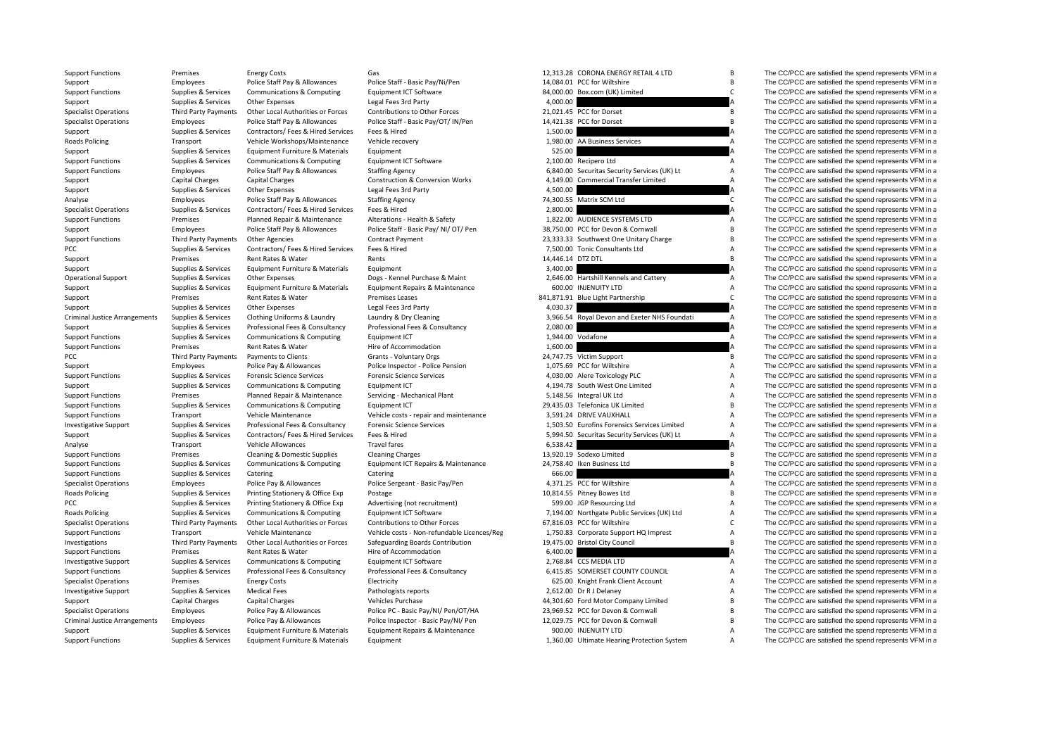| | | | | | | | |
|---|---|---|---|---|---|---|---|
| Support Functions | Premises | Energy Costs | Gas | 12,313.28 | CORONA ENERGY RETAIL 4 LTD | B | The CC/PCC are satisfied the spend represents VFM in a |
| Support | Employees | Police Staff Pay & Allowances | Police Staff - Basic Pay/Ni/Pen | 14,084.01 | PCC for Wiltshire | B | The CC/PCC are satisfied the spend represents VFM in a |
| Support Functions | Supplies & Services | Communications & Computing | Equipment ICT Software | 84,000.00 | Box.com (UK) Limited | C | The CC/PCC are satisfied the spend represents VFM in a |
| Support | Supplies & Services | Other Expenses | Legal Fees 3rd Party | 4,000.00 | | A | The CC/PCC are satisfied the spend represents VFM in a |
| Specialist Operations | Third Party Payments | Other Local Authorities or Forces | Contributions to Other Forces | 21,021.45 | PCC for Dorset | B | The CC/PCC are satisfied the spend represents VFM in a |
| Specialist Operations | Employees | Police Staff Pay & Allowances | Police Staff - Basic Pay/OT/ IN/Pen | 14,421.38 | PCC for Dorset | B | The CC/PCC are satisfied the spend represents VFM in a |
| Support | Supplies & Services | Contractors/ Fees & Hired Services | Fees & Hired | 1,500.00 | | A | The CC/PCC are satisfied the spend represents VFM in a |
| Roads Policing | Transport | Vehicle Workshops/Maintenance | Vehicle recovery | 1,980.00 | AA Business Services | A | The CC/PCC are satisfied the spend represents VFM in a |
| Support | Supplies & Services | Equipment Furniture & Materials | Equipment | 525.00 | | A | The CC/PCC are satisfied the spend represents VFM in a |
| Support Functions | Supplies & Services | Communications & Computing | Equipment ICT Software | 2,100.00 | Recipero Ltd | A | The CC/PCC are satisfied the spend represents VFM in a |
| Support Functions | Employees | Police Staff Pay & Allowances | Staffing Agency | 6,840.00 | Securitas Security Services (UK) Lt | A | The CC/PCC are satisfied the spend represents VFM in a |
| Support | Capital Charges | Capital Charges | Construction & Conversion Works | 4,149.00 | Commercial Transfer Limited | A | The CC/PCC are satisfied the spend represents VFM in a |
| Support | Supplies & Services | Other Expenses | Legal Fees 3rd Party | 4,500.00 | | A | The CC/PCC are satisfied the spend represents VFM in a |
| Analyse | Employees | Police Staff Pay & Allowances | Staffing Agency | 74,300.55 | Matrix SCM Ltd | C | The CC/PCC are satisfied the spend represents VFM in a |
| Specialist Operations | Supplies & Services | Contractors/ Fees & Hired Services | Fees & Hired | 2,800.00 | | A | The CC/PCC are satisfied the spend represents VFM in a |
| Support Functions | Premises | Planned Repair & Maintenance | Alterations - Health & Safety | 1,822.00 | AUDIENCE SYSTEMS LTD | A | The CC/PCC are satisfied the spend represents VFM in a |
| Support | Employees | Police Staff Pay & Allowances | Police Staff - Basic Pay/ NI/ OT/ Pen | 38,750.00 | PCC for Devon & Cornwall | B | The CC/PCC are satisfied the spend represents VFM in a |
| Support Functions | Third Party Payments | Other Agencies | Contract Payment | 23,333.33 | Southwest One Unitary Charge | B | The CC/PCC are satisfied the spend represents VFM in a |
| PCC | Supplies & Services | Contractors/ Fees & Hired Services | Fees & Hired | 7,500.00 | Tonic Consultants Ltd | A | The CC/PCC are satisfied the spend represents VFM in a |
| Support | Premises | Rent Rates & Water | Rents | 14,446.14 | DTZ DTL | B | The CC/PCC are satisfied the spend represents VFM in a |
| Support | Supplies & Services | Equipment Furniture & Materials | Equipment | 3,400.00 | | A | The CC/PCC are satisfied the spend represents VFM in a |
| Operational Support | Supplies & Services | Other Expenses | Dogs - Kennel Purchase & Maint | 2,646.00 | Hartshill Kennels and Cattery | A | The CC/PCC are satisfied the spend represents VFM in a |
| Support | Supplies & Services | Equipment Furniture & Materials | Equipment Repairs & Maintenance | 600.00 | INJENUITY LTD | A | The CC/PCC are satisfied the spend represents VFM in a |
| Support | Premises | Rent Rates & Water | Premises Leases | 841,871.91 | Blue Light Partnership | C | The CC/PCC are satisfied the spend represents VFM in a |
| Support | Supplies & Services | Other Expenses | Legal Fees 3rd Party | 4,030.37 | | A | The CC/PCC are satisfied the spend represents VFM in a |
| Criminal Justice Arrangements | Supplies & Services | Clothing Uniforms & Laundry | Laundry & Dry Cleaning | 3,966.54 | Royal Devon and Exeter NHS Foundati | A | The CC/PCC are satisfied the spend represents VFM in a |
| Support | Supplies & Services | Professional Fees & Consultancy | Professional Fees & Consultancy | 2,080.00 | | A | The CC/PCC are satisfied the spend represents VFM in a |
| Support Functions | Supplies & Services | Communications & Computing | Equipment ICT | 1,944.00 | Vodafone | A | The CC/PCC are satisfied the spend represents VFM in a |
| Support Functions | Premises | Rent Rates & Water | Hire of Accommodation | 1,600.00 | | A | The CC/PCC are satisfied the spend represents VFM in a |
| PCC | Third Party Payments | Payments to Clients | Grants - Voluntary Orgs | 24,747.75 | Victim Support | B | The CC/PCC are satisfied the spend represents VFM in a |
| Support | Employees | Police Pay & Allowances | Police Inspector - Police Pension | 1,075.69 | PCC for Wiltshire | A | The CC/PCC are satisfied the spend represents VFM in a |
| Support Functions | Supplies & Services | Forensic Science Services | Forensic Science Services | 4,030.00 | Alere Toxicology PLC | A | The CC/PCC are satisfied the spend represents VFM in a |
| Support | Supplies & Services | Communications & Computing | Equipment ICT | 4,194.78 | South West One Limited | A | The CC/PCC are satisfied the spend represents VFM in a |
| Support Functions | Premises | Planned Repair & Maintenance | Servicing - Mechanical Plant | 5,148.56 | Integral UK Ltd | A | The CC/PCC are satisfied the spend represents VFM in a |
| Support Functions | Supplies & Services | Communications & Computing | Equipment ICT | 29,435.03 | Telefonica UK Limited | B | The CC/PCC are satisfied the spend represents VFM in a |
| Support Functions | Transport | Vehicle Maintenance | Vehicle costs - repair and maintenance | 3,591.24 | DRIVE VAUXHALL | A | The CC/PCC are satisfied the spend represents VFM in a |
| Investigative Support | Supplies & Services | Professional Fees & Consultancy | Forensic Science Services | 1,503.50 | Eurofins Forensics Services Limited | A | The CC/PCC are satisfied the spend represents VFM in a |
| Support | Supplies & Services | Contractors/ Fees & Hired Services | Fees & Hired | 5,994.50 | Securitas Security Services (UK) Lt | A | The CC/PCC are satisfied the spend represents VFM in a |
| Analyse | Transport | Vehicle Allowances | Travel fares | 6,538.42 | | A | The CC/PCC are satisfied the spend represents VFM in a |
| Support Functions | Premises | Cleaning & Domestic Supplies | Cleaning Charges | 13,920.19 | Sodexo Limited | B | The CC/PCC are satisfied the spend represents VFM in a |
| Support Functions | Supplies & Services | Communications & Computing | Equipment ICT Repairs & Maintenance | 24,758.40 | Iken Business Ltd | B | The CC/PCC are satisfied the spend represents VFM in a |
| Support Functions | Supplies & Services | Catering | Catering | 666.00 | | A | The CC/PCC are satisfied the spend represents VFM in a |
| Specialist Operations | Employees | Police Pay & Allowances | Police Sergeant - Basic Pay/Pen | 4,371.25 | PCC for Wiltshire | A | The CC/PCC are satisfied the spend represents VFM in a |
| Roads Policing | Supplies & Services | Printing Stationery & Office Exp | Postage | 10,814.55 | Pitney Bowes Ltd | B | The CC/PCC are satisfied the spend represents VFM in a |
| PCC | Supplies & Services | Printing Stationery & Office Exp | Advertising (not recruitment) | 599.00 | JGP Resourcing Ltd | A | The CC/PCC are satisfied the spend represents VFM in a |
| Roads Policing | Supplies & Services | Communications & Computing | Equipment ICT Software | 7,194.00 | Northgate Public Services (UK) Ltd | A | The CC/PCC are satisfied the spend represents VFM in a |
| Specialist Operations | Third Party Payments | Other Local Authorities or Forces | Contributions to Other Forces | 67,816.03 | PCC for Wiltshire | C | The CC/PCC are satisfied the spend represents VFM in a |
| Support Functions | Transport | Vehicle Maintenance | Vehicle costs - Non-refundable Licences/Reg | 1,750.83 | Corporate Support HQ Imprest | A | The CC/PCC are satisfied the spend represents VFM in a |
| Investigations | Third Party Payments | Other Local Authorities or Forces | Safeguarding Boards Contribution | 19,475.00 | Bristol City Council | B | The CC/PCC are satisfied the spend represents VFM in a |
| Support Functions | Premises | Rent Rates & Water | Hire of Accommodation | 6,400.00 | | A | The CC/PCC are satisfied the spend represents VFM in a |
| Investigative Support | Supplies & Services | Communications & Computing | Equipment ICT Software | 2,768.84 | CCS MEDIA LTD | A | The CC/PCC are satisfied the spend represents VFM in a |
| Support Functions | Supplies & Services | Professional Fees & Consultancy | Professional Fees & Consultancy | 6,415.85 | SOMERSET COUNTY COUNCIL | A | The CC/PCC are satisfied the spend represents VFM in a |
| Specialist Operations | Premises | Energy Costs | Electricity | 625.00 | Knight Frank Client Account | A | The CC/PCC are satisfied the spend represents VFM in a |
| Investigative Support | Supplies & Services | Medical Fees | Pathologists reports | 2,612.00 | Dr R J Delaney | A | The CC/PCC are satisfied the spend represents VFM in a |
| Support | Capital Charges | Capital Charges | Vehicles Purchase | 44,301.60 | Ford Motor Company Limited | B | The CC/PCC are satisfied the spend represents VFM in a |
| Specialist Operations | Employees | Police Pay & Allowances | Police PC - Basic Pay/NI/ Pen/OT/HA | 23,969.52 | PCC for Devon & Cornwall | B | The CC/PCC are satisfied the spend represents VFM in a |
| Criminal Justice Arrangements | Employees | Police Pay & Allowances | Police Inspector - Basic Pay/NI/ Pen | 12,029.75 | PCC for Devon & Cornwall | B | The CC/PCC are satisfied the spend represents VFM in a |
| Support | Supplies & Services | Equipment Furniture & Materials | Equipment Repairs & Maintenance | 900.00 | INJENUITY LTD | A | The CC/PCC are satisfied the spend represents VFM in a |
| Support Functions | Supplies & Services | Equipment Furniture & Materials | Equipment | 1,360.00 | Ultimate Hearing Protection System | A | The CC/PCC are satisfied the spend represents VFM in a |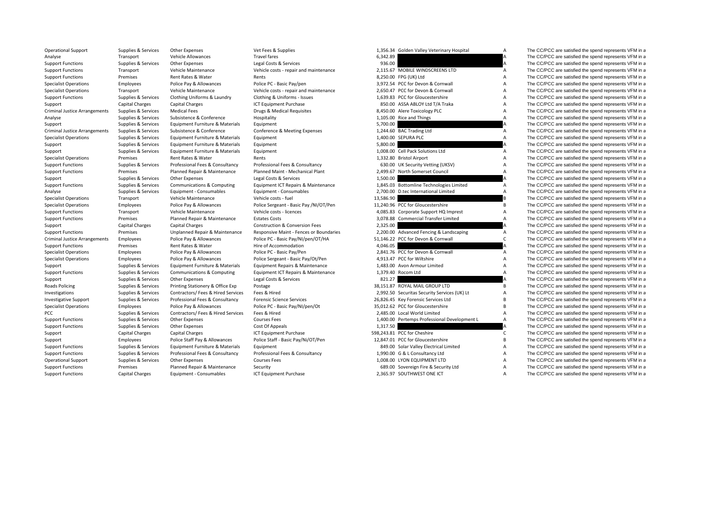| | | | | | | | |
|---|---|---|---|---|---|---|---|
| Operational Support | Supplies & Services | Other Expenses | Vet Fees & Supplies | 1,356.34 | Golden Valley Veterinary Hospital | A | The CC/PCC are satisfied the spend represents VFM in a |
| Analyse | Transport | Vehicle Allowances | Travel fares | 6,342.89 | | A | The CC/PCC are satisfied the spend represents VFM in a |
| Support Functions | Supplies & Services | Other Expenses | Legal Costs & Services | 936.00 | | A | The CC/PCC are satisfied the spend represents VFM in a |
| Support Functions | Transport | Vehicle Maintenance | Vehicle costs - repair and maintenance | 2,115.67 | MOBILE WINDSCREENS LTD | A | The CC/PCC are satisfied the spend represents VFM in a |
| Support Functions | Premises | Rent Rates & Water | Rents | 8,250.00 | FPG (UK) Ltd | A | The CC/PCC are satisfied the spend represents VFM in a |
| Specialist Operations | Employees | Police Pay & Allowances | Police PC - Basic Pay/pen | 3,972.54 | PCC for Devon & Cornwall | A | The CC/PCC are satisfied the spend represents VFM in a |
| Specialist Operations | Transport | Vehicle Maintenance | Vehicle costs - repair and maintenance | 2,650.47 | PCC for Devon & Cornwall | A | The CC/PCC are satisfied the spend represents VFM in a |
| Support Functions | Supplies & Services | Clothing Uniforms & Laundry | Clothing & Uniforms - Issues | 1,639.83 | PCC for Gloucestershire | A | The CC/PCC are satisfied the spend represents VFM in a |
| Support | Capital Charges | Capital Charges | ICT Equipment Purchase | 850.00 | ASSA ABLOY Ltd T/A Traka | A | The CC/PCC are satisfied the spend represents VFM in a |
| Criminal Justice Arrangements | Supplies & Services | Medical Fees | Drugs & Medical Requisites | 8,450.00 | Alere Toxicology PLC | A | The CC/PCC are satisfied the spend represents VFM in a |
| Analyse | Supplies & Services | Subsistence & Conference | Hospitality | 1,105.00 | Rice and Things | A | The CC/PCC are satisfied the spend represents VFM in a |
| Support | Supplies & Services | Equipment Furniture & Materials | Equipment | 5,700.00 | | A | The CC/PCC are satisfied the spend represents VFM in a |
| Criminal Justice Arrangements | Supplies & Services | Subsistence & Conference | Conference & Meeting Expenses | 1,244.60 | BAC Trading Ltd | A | The CC/PCC are satisfied the spend represents VFM in a |
| Specialist Operations | Supplies & Services | Equipment Furniture & Materials | Equipment | 1,400.00 | SEPURA PLC | A | The CC/PCC are satisfied the spend represents VFM in a |
| Support | Supplies & Services | Equipment Furniture & Materials | Equipment | 5,800.00 | | A | The CC/PCC are satisfied the spend represents VFM in a |
| Support | Supplies & Services | Equipment Furniture & Materials | Equipment | 1,008.00 | Cell Pack Solutions Ltd | A | The CC/PCC are satisfied the spend represents VFM in a |
| Specialist Operations | Premises | Rent Rates & Water | Rents | 1,332.80 | Bristol Airport | A | The CC/PCC are satisfied the spend represents VFM in a |
| Support Functions | Supplies & Services | Professional Fees & Consultancy | Professional Fees & Consultancy | 630.00 | UK Security Vetting (UKSV) | A | The CC/PCC are satisfied the spend represents VFM in a |
| Support Functions | Premises | Planned Repair & Maintenance | Planned Maint - Mechanical Plant | 2,499.67 | North Somerset Council | A | The CC/PCC are satisfied the spend represents VFM in a |
| Support | Supplies & Services | Other Expenses | Legal Costs & Services | 1,500.00 | | A | The CC/PCC are satisfied the spend represents VFM in a |
| Support Functions | Supplies & Services | Communications & Computing | Equipment ICT Repairs & Maintenance | 1,845.03 | Bottomline Technologies Limited | A | The CC/PCC are satisfied the spend represents VFM in a |
| Analyse | Supplies & Services | Equipment - Consumables | Equipment - Consumables | 2,700.00 | D.tec International Limited | A | The CC/PCC are satisfied the spend represents VFM in a |
| Specialist Operations | Transport | Vehicle Maintenance | Vehicle costs - fuel | 13,586.90 | | B | The CC/PCC are satisfied the spend represents VFM in a |
| Specialist Operations | Employees | Police Pay & Allowances | Police Sergeant - Basic Pay /NI/OT/Pen | 11,240.96 | PCC for Gloucestershire | B | The CC/PCC are satisfied the spend represents VFM in a |
| Support Functions | Transport | Vehicle Maintenance | Vehicle costs - licences | 4,085.83 | Corporate Support HQ Imprest | A | The CC/PCC are satisfied the spend represents VFM in a |
| Support Functions | Premises | Planned Repair & Maintenance | Estates Costs | 3,078.88 | Commercial Transfer Limited | A | The CC/PCC are satisfied the spend represents VFM in a |
| Support | Capital Charges | Capital Charges | Construction & Conversion Fees | 2,325.00 | | A | The CC/PCC are satisfied the spend represents VFM in a |
| Support Functions | Premises | Unplanned Repair & Maintenance | Responsive Maint - Fences or Boundaries | 2,200.00 | Advanced Fencing & Landscaping | A | The CC/PCC are satisfied the spend represents VFM in a |
| Criminal Justice Arrangements | Employees | Police Pay & Allowances | Police PC - Basic Pay/NI/pen/OT/HA | 51,146.22 | PCC for Devon & Cornwall | C | The CC/PCC are satisfied the spend represents VFM in a |
| Support Functions | Premises | Rent Rates & Water | Hire of Accommodation | 4,046.05 | | A | The CC/PCC are satisfied the spend represents VFM in a |
| Specialist Operations | Employees | Police Pay & Allowances | Police PC - Basic Pay/Pen | 2,841.76 | PCC for Devon & Cornwall | A | The CC/PCC are satisfied the spend represents VFM in a |
| Specialist Operations | Employees | Police Pay & Allowances | Police Sergeant - Basic Pay/Ot/Pen | 4,913.47 | PCC for Wiltshire | A | The CC/PCC are satisfied the spend represents VFM in a |
| Support | Supplies & Services | Equipment Furniture & Materials | Equipment Repairs & Maintenance | 1,483.00 | Avon Armour Limited | A | The CC/PCC are satisfied the spend represents VFM in a |
| Support Functions | Supplies & Services | Communications & Computing | Equipment ICT Repairs & Maintenance | 1,379.40 | Rocom Ltd | A | The CC/PCC are satisfied the spend represents VFM in a |
| Support | Supplies & Services | Other Expenses | Legal Costs & Services | 821.27 | | A | The CC/PCC are satisfied the spend represents VFM in a |
| Roads Policing | Supplies & Services | Printing Stationery & Office Exp | Postage | 38,151.87 | ROYAL MAIL GROUP LTD | B | The CC/PCC are satisfied the spend represents VFM in a |
| Investigations | Supplies & Services | Contractors/ Fees & Hired Services | Fees & Hired | 2,992.50 | Securitas Security Services (UK) Lt | A | The CC/PCC are satisfied the spend represents VFM in a |
| Investigative Support | Supplies & Services | Professional Fees & Consultancy | Forensic Science Services | 26,826.45 | Key Forensic Services Ltd | B | The CC/PCC are satisfied the spend represents VFM in a |
| Specialist Operations | Employees | Police Pay & Allowances | Police PC - Basic Pay/NI/pen/Ot | 35,012.62 | PCC for Gloucestershire | B | The CC/PCC are satisfied the spend represents VFM in a |
| PCC | Supplies & Services | Contractors/ Fees & Hired Services | Fees & Hired | 2,485.00 | Local World Limited | A | The CC/PCC are satisfied the spend represents VFM in a |
| Support Functions | Supplies & Services | Other Expenses | Courses Fees | 1,400.00 | Pertemps Professional Development L | A | The CC/PCC are satisfied the spend represents VFM in a |
| Support Functions | Supplies & Services | Other Expenses | Cost Of Appeals | 1,317.50 | | A | The CC/PCC are satisfied the spend represents VFM in a |
| Support | Capital Charges | Capital Charges | ICT Equipment Purchase | 598,243.81 | PCC for Cheshire | C | The CC/PCC are satisfied the spend represents VFM in a |
| Support | Employees | Police Staff Pay & Allowances | Police Staff - Basic Pay/Ni/OT/Pen | 12,847.01 | PCC for Gloucestershire | B | The CC/PCC are satisfied the spend represents VFM in a |
| Support Functions | Supplies & Services | Equipment Furniture & Materials | Equipment | 849.00 | Solar Valley Electrical Limited | A | The CC/PCC are satisfied the spend represents VFM in a |
| Support Functions | Supplies & Services | Professional Fees & Consultancy | Professional Fees & Consultancy | 1,990.00 | G & L Consultancy Ltd | A | The CC/PCC are satisfied the spend represents VFM in a |
| Operational Support | Supplies & Services | Other Expenses | Courses Fees | 1,008.00 | LYON EQUIPMENT LTD | A | The CC/PCC are satisfied the spend represents VFM in a |
| Support Functions | Premises | Planned Repair & Maintenance | Security | 689.00 | Sovereign Fire & Security Ltd | A | The CC/PCC are satisfied the spend represents VFM in a |
| Support Functions | Capital Charges | Equipment - Consumables | ICT Equipment Purchase | 2,365.97 | SOUTHWEST ONE ICT | A | The CC/PCC are satisfied the spend represents VFM in a |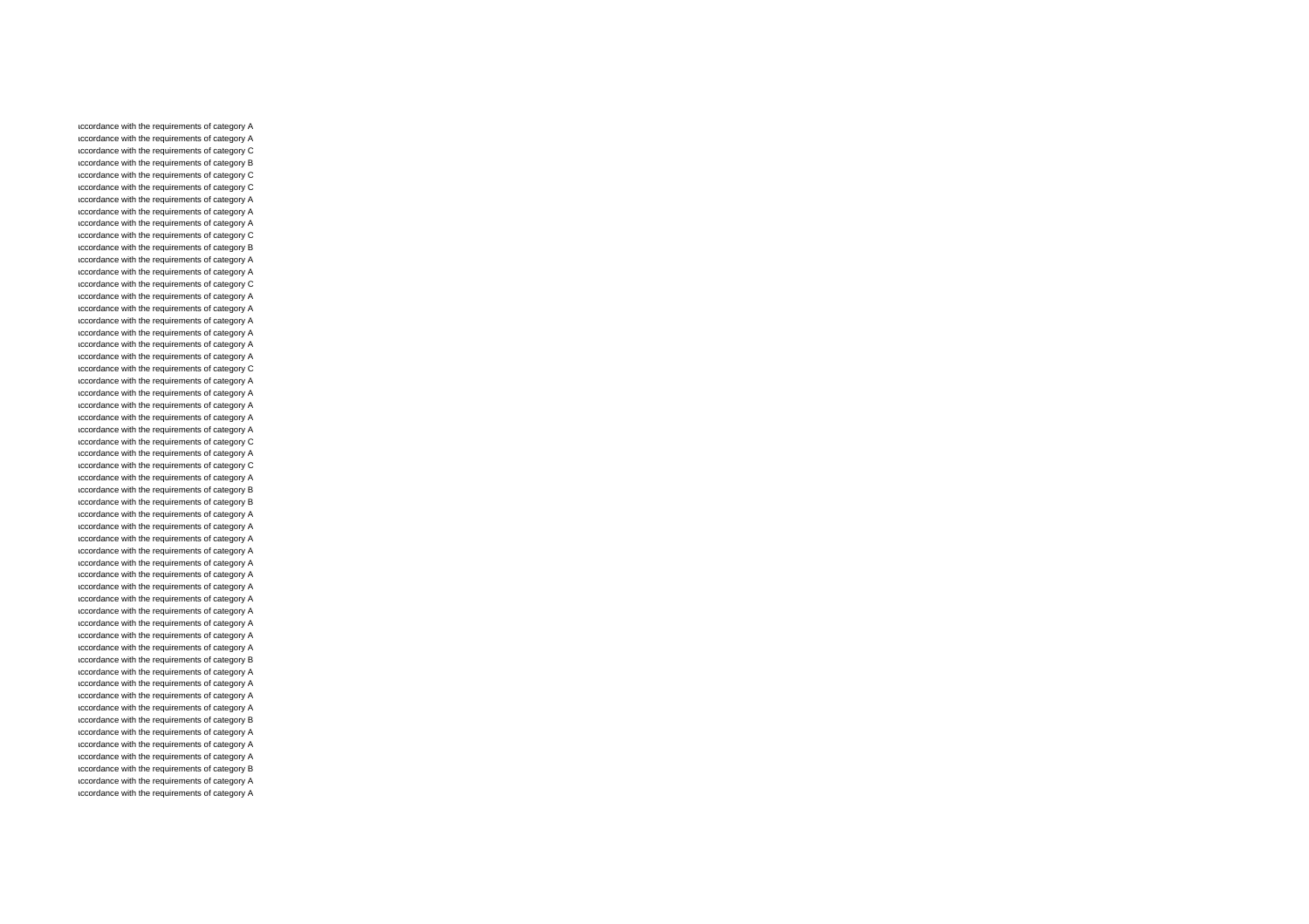ıccordance with the requirements of category A
ıccordance with the requirements of category A
ıccordance with the requirements of category C
ıccordance with the requirements of category B
ıccordance with the requirements of category C
ıccordance with the requirements of category C
ıccordance with the requirements of category A
ıccordance with the requirements of category A
ıccordance with the requirements of category A
ıccordance with the requirements of category C
ıccordance with the requirements of category B
ıccordance with the requirements of category A
ıccordance with the requirements of category A
ıccordance with the requirements of category C
ıccordance with the requirements of category A
ıccordance with the requirements of category A
ıccordance with the requirements of category A
ıccordance with the requirements of category A
ıccordance with the requirements of category A
ıccordance with the requirements of category A
ıccordance with the requirements of category C
ıccordance with the requirements of category A
ıccordance with the requirements of category A
ıccordance with the requirements of category A
ıccordance with the requirements of category A
ıccordance with the requirements of category A
ıccordance with the requirements of category C
ıccordance with the requirements of category A
ıccordance with the requirements of category C
ıccordance with the requirements of category A
ıccordance with the requirements of category B
ıccordance with the requirements of category B
ıccordance with the requirements of category A
ıccordance with the requirements of category A
ıccordance with the requirements of category A
ıccordance with the requirements of category A
ıccordance with the requirements of category A
ıccordance with the requirements of category A
ıccordance with the requirements of category A
ıccordance with the requirements of category A
ıccordance with the requirements of category A
ıccordance with the requirements of category A
ıccordance with the requirements of category A
ıccordance with the requirements of category A
ıccordance with the requirements of category B
ıccordance with the requirements of category A
ıccordance with the requirements of category A
ıccordance with the requirements of category A
ıccordance with the requirements of category A
ıccordance with the requirements of category B
ıccordance with the requirements of category A
ıccordance with the requirements of category A
ıccordance with the requirements of category A
ıccordance with the requirements of category B
ıccordance with the requirements of category A
ıccordance with the requirements of category A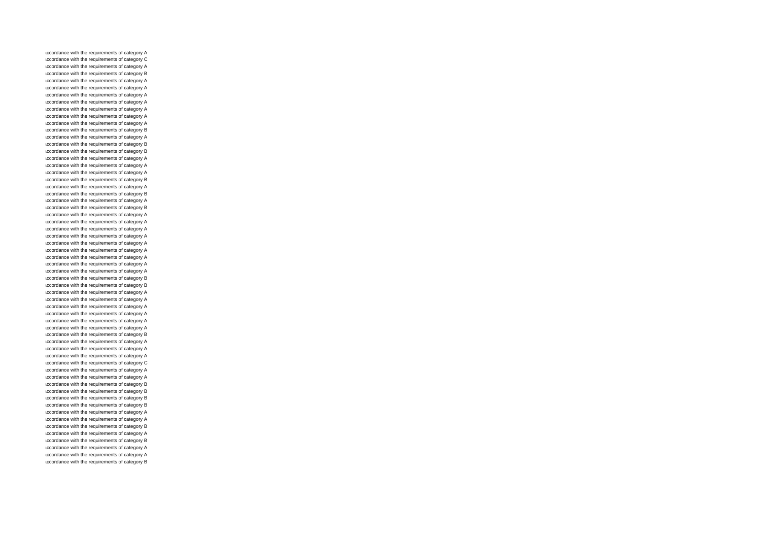ıccordance with the requirements of category A
ıccordance with the requirements of category C
ıccordance with the requirements of category A
ıccordance with the requirements of category B
ıccordance with the requirements of category A
ıccordance with the requirements of category A
ıccordance with the requirements of category A
ıccordance with the requirements of category A
ıccordance with the requirements of category A
ıccordance with the requirements of category A
ıccordance with the requirements of category A
ıccordance with the requirements of category B
ıccordance with the requirements of category A
ıccordance with the requirements of category B
ıccordance with the requirements of category B
ıccordance with the requirements of category A
ıccordance with the requirements of category A
ıccordance with the requirements of category A
ıccordance with the requirements of category B
ıccordance with the requirements of category A
ıccordance with the requirements of category B
ıccordance with the requirements of category A
ıccordance with the requirements of category B
ıccordance with the requirements of category A
ıccordance with the requirements of category A
ıccordance with the requirements of category A
ıccordance with the requirements of category A
ıccordance with the requirements of category A
ıccordance with the requirements of category A
ıccordance with the requirements of category A
ıccordance with the requirements of category A
ıccordance with the requirements of category A
ıccordance with the requirements of category B
ıccordance with the requirements of category B
ıccordance with the requirements of category A
ıccordance with the requirements of category A
ıccordance with the requirements of category A
ıccordance with the requirements of category A
ıccordance with the requirements of category A
ıccordance with the requirements of category A
ıccordance with the requirements of category B
ıccordance with the requirements of category A
ıccordance with the requirements of category A
ıccordance with the requirements of category A
ıccordance with the requirements of category C
ıccordance with the requirements of category A
ıccordance with the requirements of category A
ıccordance with the requirements of category B
ıccordance with the requirements of category B
ıccordance with the requirements of category B
ıccordance with the requirements of category B
ıccordance with the requirements of category A
ıccordance with the requirements of category A
ıccordance with the requirements of category B
ıccordance with the requirements of category A
ıccordance with the requirements of category B
ıccordance with the requirements of category A
ıccordance with the requirements of category A
ıccordance with the requirements of category B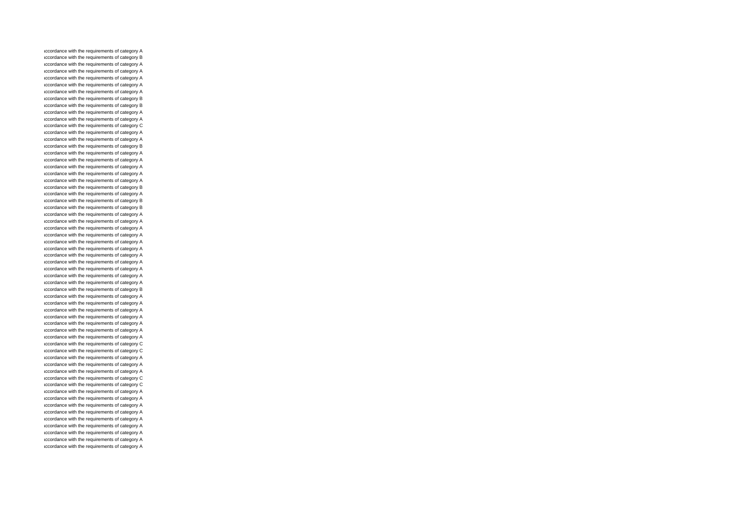ıccordance with the requirements of category A
ıccordance with the requirements of category B
ıccordance with the requirements of category A
ıccordance with the requirements of category A
ıccordance with the requirements of category A
ıccordance with the requirements of category A
ıccordance with the requirements of category A
ıccordance with the requirements of category B
ıccordance with the requirements of category B
ıccordance with the requirements of category A
ıccordance with the requirements of category A
ıccordance with the requirements of category C
ıccordance with the requirements of category A
ıccordance with the requirements of category A
ıccordance with the requirements of category B
ıccordance with the requirements of category A
ıccordance with the requirements of category A
ıccordance with the requirements of category A
ıccordance with the requirements of category A
ıccordance with the requirements of category A
ıccordance with the requirements of category B
ıccordance with the requirements of category A
ıccordance with the requirements of category B
ıccordance with the requirements of category B
ıccordance with the requirements of category A
ıccordance with the requirements of category A
ıccordance with the requirements of category A
ıccordance with the requirements of category A
ıccordance with the requirements of category A
ıccordance with the requirements of category A
ıccordance with the requirements of category A
ıccordance with the requirements of category A
ıccordance with the requirements of category A
ıccordance with the requirements of category A
ıccordance with the requirements of category A
ıccordance with the requirements of category B
ıccordance with the requirements of category A
ıccordance with the requirements of category A
ıccordance with the requirements of category A
ıccordance with the requirements of category A
ıccordance with the requirements of category A
ıccordance with the requirements of category A
ıccordance with the requirements of category A
ıccordance with the requirements of category C
ıccordance with the requirements of category C
ıccordance with the requirements of category A
ıccordance with the requirements of category A
ıccordance with the requirements of category A
ıccordance with the requirements of category C
ıccordance with the requirements of category C
ıccordance with the requirements of category A
ıccordance with the requirements of category A
ıccordance with the requirements of category A
ıccordance with the requirements of category A
ıccordance with the requirements of category A
ıccordance with the requirements of category A
ıccordance with the requirements of category A
ıccordance with the requirements of category A
ıccordance with the requirements of category A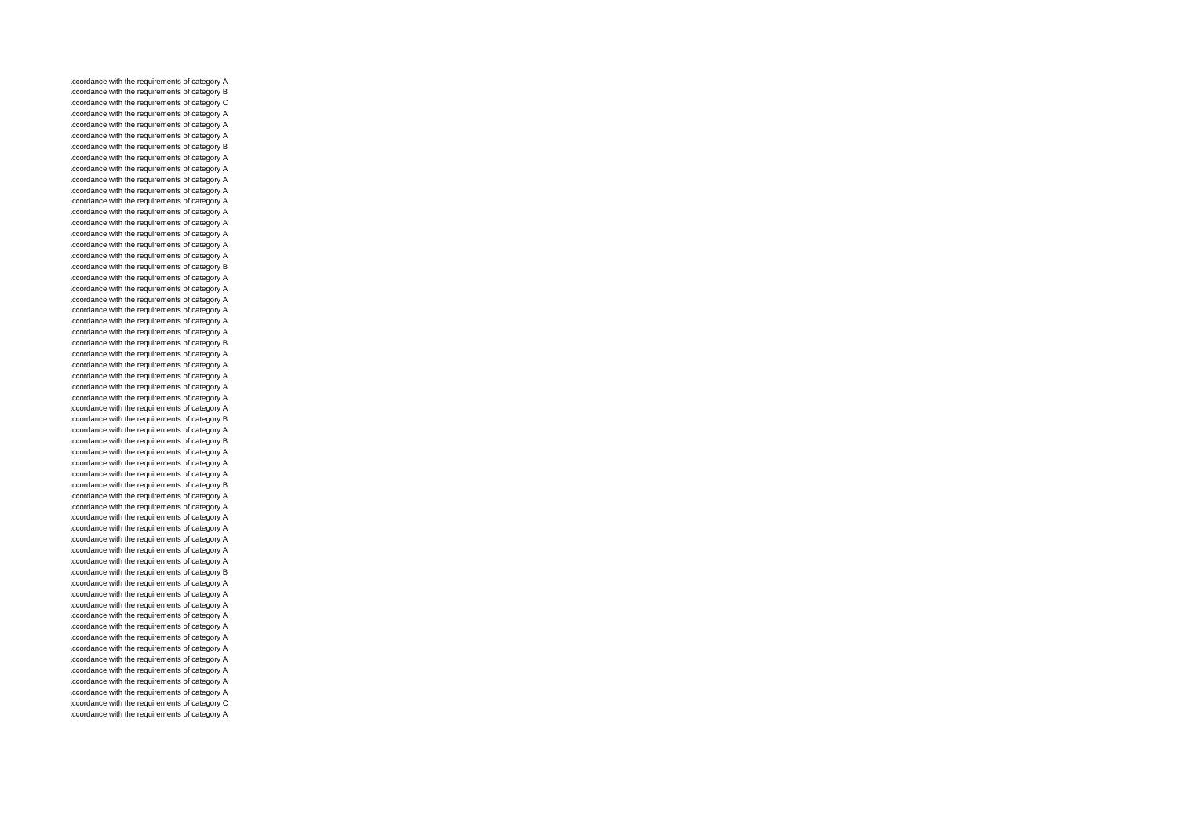ıccordance with the requirements of category A
ıccordance with the requirements of category B
ıccordance with the requirements of category C
ıccordance with the requirements of category A
ıccordance with the requirements of category A
ıccordance with the requirements of category A
ıccordance with the requirements of category B
ıccordance with the requirements of category A
ıccordance with the requirements of category A
ıccordance with the requirements of category A
ıccordance with the requirements of category A
ıccordance with the requirements of category A
ıccordance with the requirements of category A
ıccordance with the requirements of category A
ıccordance with the requirements of category A
ıccordance with the requirements of category A
ıccordance with the requirements of category A
ıccordance with the requirements of category B
ıccordance with the requirements of category A
ıccordance with the requirements of category A
ıccordance with the requirements of category A
ıccordance with the requirements of category A
ıccordance with the requirements of category A
ıccordance with the requirements of category A
ıccordance with the requirements of category B
ıccordance with the requirements of category A
ıccordance with the requirements of category A
ıccordance with the requirements of category A
ıccordance with the requirements of category A
ıccordance with the requirements of category A
ıccordance with the requirements of category A
ıccordance with the requirements of category B
ıccordance with the requirements of category A
ıccordance with the requirements of category B
ıccordance with the requirements of category A
ıccordance with the requirements of category A
ıccordance with the requirements of category A
ıccordance with the requirements of category B
ıccordance with the requirements of category A
ıccordance with the requirements of category A
ıccordance with the requirements of category A
ıccordance with the requirements of category A
ıccordance with the requirements of category A
ıccordance with the requirements of category A
ıccordance with the requirements of category A
ıccordance with the requirements of category B
ıccordance with the requirements of category A
ıccordance with the requirements of category A
ıccordance with the requirements of category A
ıccordance with the requirements of category A
ıccordance with the requirements of category A
ıccordance with the requirements of category A
ıccordance with the requirements of category A
ıccordance with the requirements of category A
ıccordance with the requirements of category A
ıccordance with the requirements of category A
ıccordance with the requirements of category A
ıccordance with the requirements of category C
ıccordance with the requirements of category A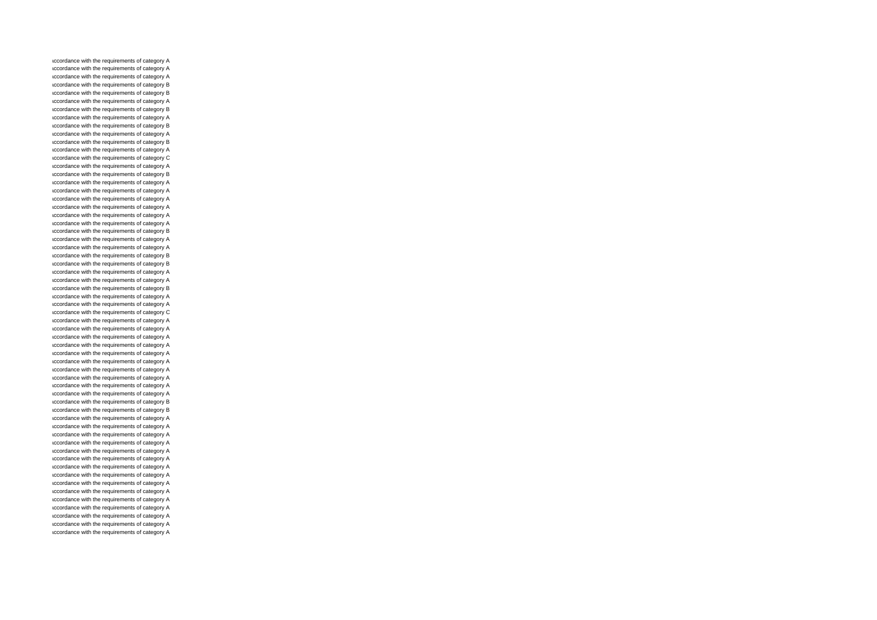ıccordance with the requirements of category A
ıccordance with the requirements of category A
ıccordance with the requirements of category A
ıccordance with the requirements of category B
ıccordance with the requirements of category B
ıccordance with the requirements of category A
ıccordance with the requirements of category B
ıccordance with the requirements of category A
ıccordance with the requirements of category B
ıccordance with the requirements of category A
ıccordance with the requirements of category B
ıccordance with the requirements of category A
ıccordance with the requirements of category C
ıccordance with the requirements of category A
ıccordance with the requirements of category B
ıccordance with the requirements of category A
ıccordance with the requirements of category A
ıccordance with the requirements of category A
ıccordance with the requirements of category A
ıccordance with the requirements of category A
ıccordance with the requirements of category A
ıccordance with the requirements of category B
ıccordance with the requirements of category A
ıccordance with the requirements of category A
ıccordance with the requirements of category B
ıccordance with the requirements of category B
ıccordance with the requirements of category A
ıccordance with the requirements of category A
ıccordance with the requirements of category B
ıccordance with the requirements of category A
ıccordance with the requirements of category A
ıccordance with the requirements of category C
ıccordance with the requirements of category A
ıccordance with the requirements of category A
ıccordance with the requirements of category A
ıccordance with the requirements of category A
ıccordance with the requirements of category A
ıccordance with the requirements of category A
ıccordance with the requirements of category A
ıccordance with the requirements of category A
ıccordance with the requirements of category A
ıccordance with the requirements of category A
ıccordance with the requirements of category B
ıccordance with the requirements of category B
ıccordance with the requirements of category A
ıccordance with the requirements of category A
ıccordance with the requirements of category A
ıccordance with the requirements of category A
ıccordance with the requirements of category A
ıccordance with the requirements of category A
ıccordance with the requirements of category A
ıccordance with the requirements of category A
ıccordance with the requirements of category A
ıccordance with the requirements of category A
ıccordance with the requirements of category A
ıccordance with the requirements of category A
ıccordance with the requirements of category A
ıccordance with the requirements of category A
ıccordance with the requirements of category A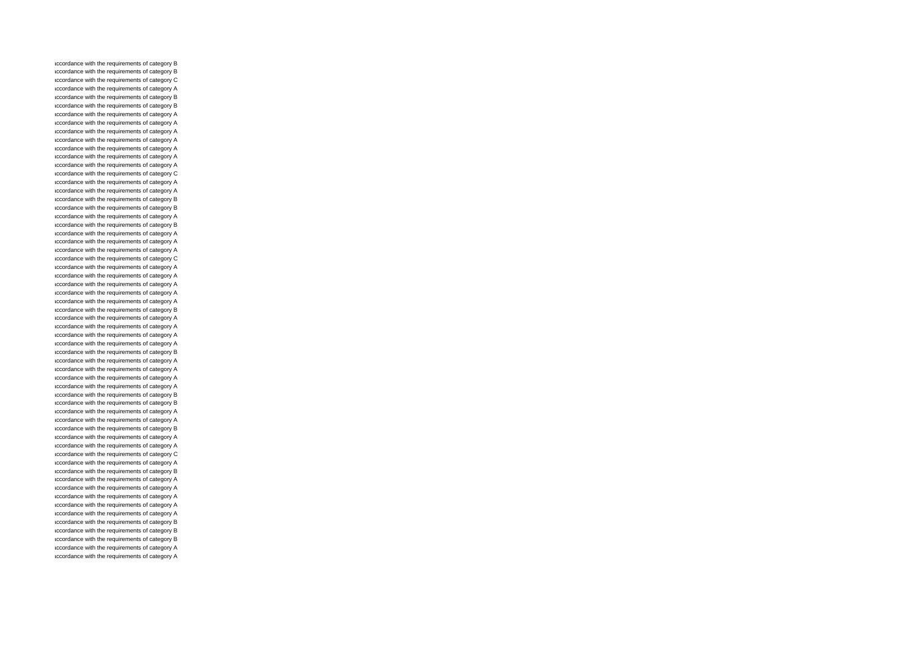ıccordance with the requirements of category B
ıccordance with the requirements of category B
ıccordance with the requirements of category C
ıccordance with the requirements of category A
ıccordance with the requirements of category B
ıccordance with the requirements of category B
ıccordance with the requirements of category A
ıccordance with the requirements of category A
ıccordance with the requirements of category A
ıccordance with the requirements of category A
ıccordance with the requirements of category A
ıccordance with the requirements of category A
ıccordance with the requirements of category A
ıccordance with the requirements of category C
ıccordance with the requirements of category A
ıccordance with the requirements of category A
ıccordance with the requirements of category B
ıccordance with the requirements of category B
ıccordance with the requirements of category A
ıccordance with the requirements of category B
ıccordance with the requirements of category A
ıccordance with the requirements of category A
ıccordance with the requirements of category A
ıccordance with the requirements of category C
ıccordance with the requirements of category A
ıccordance with the requirements of category A
ıccordance with the requirements of category A
ıccordance with the requirements of category A
ıccordance with the requirements of category A
ıccordance with the requirements of category B
ıccordance with the requirements of category A
ıccordance with the requirements of category A
ıccordance with the requirements of category A
ıccordance with the requirements of category A
ıccordance with the requirements of category B
ıccordance with the requirements of category A
ıccordance with the requirements of category A
ıccordance with the requirements of category A
ıccordance with the requirements of category A
ıccordance with the requirements of category B
ıccordance with the requirements of category B
ıccordance with the requirements of category A
ıccordance with the requirements of category A
ıccordance with the requirements of category B
ıccordance with the requirements of category A
ıccordance with the requirements of category A
ıccordance with the requirements of category C
ıccordance with the requirements of category A
ıccordance with the requirements of category B
ıccordance with the requirements of category A
ıccordance with the requirements of category A
ıccordance with the requirements of category A
ıccordance with the requirements of category A
ıccordance with the requirements of category A
ıccordance with the requirements of category B
ıccordance with the requirements of category B
ıccordance with the requirements of category B
ıccordance with the requirements of category A
ıccordance with the requirements of category A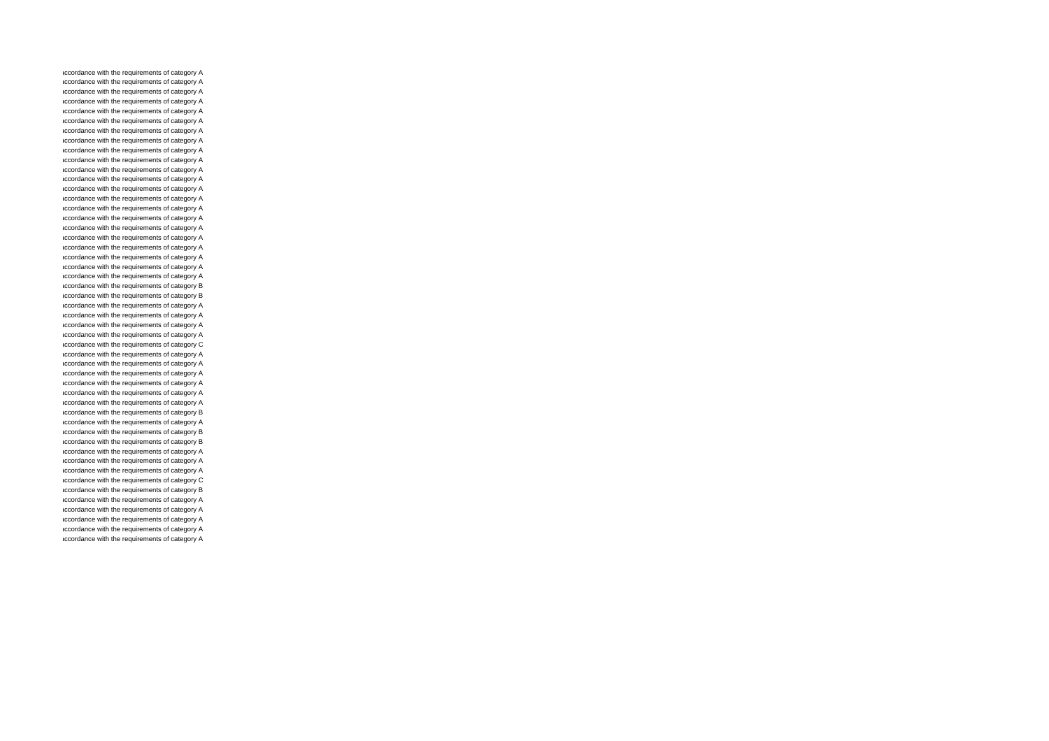ıccordance with the requirements of category A
ıccordance with the requirements of category A
ıccordance with the requirements of category A
ıccordance with the requirements of category A
ıccordance with the requirements of category A
ıccordance with the requirements of category A
ıccordance with the requirements of category A
ıccordance with the requirements of category A
ıccordance with the requirements of category A
ıccordance with the requirements of category A
ıccordance with the requirements of category A
ıccordance with the requirements of category A
ıccordance with the requirements of category A
ıccordance with the requirements of category A
ıccordance with the requirements of category A
ıccordance with the requirements of category A
ıccordance with the requirements of category A
ıccordance with the requirements of category A
ıccordance with the requirements of category A
ıccordance with the requirements of category A
ıccordance with the requirements of category A
ıccordance with the requirements of category A
ıccordance with the requirements of category B
ıccordance with the requirements of category B
ıccordance with the requirements of category A
ıccordance with the requirements of category A
ıccordance with the requirements of category A
ıccordance with the requirements of category A
ıccordance with the requirements of category C
ıccordance with the requirements of category A
ıccordance with the requirements of category A
ıccordance with the requirements of category A
ıccordance with the requirements of category A
ıccordance with the requirements of category A
ıccordance with the requirements of category A
ıccordance with the requirements of category B
ıccordance with the requirements of category A
ıccordance with the requirements of category B
ıccordance with the requirements of category B
ıccordance with the requirements of category A
ıccordance with the requirements of category A
ıccordance with the requirements of category A
ıccordance with the requirements of category C
ıccordance with the requirements of category B
ıccordance with the requirements of category A
ıccordance with the requirements of category A
ıccordance with the requirements of category A
ıccordance with the requirements of category A
ıccordance with the requirements of category A